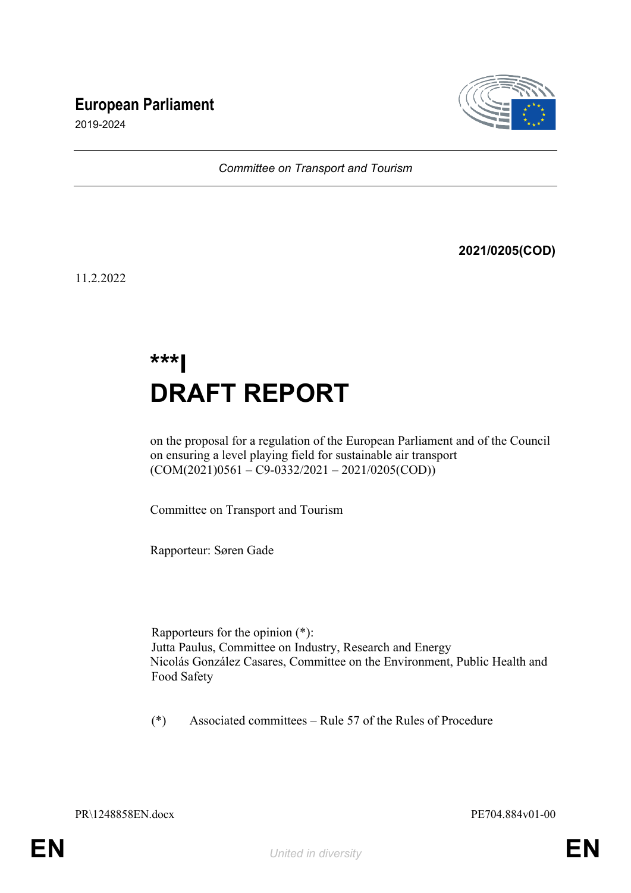# European Parliament

2019-2024

*Committee on Transport and Tourism*

**2021/0205(COD)**

11.2.2022

**\*\*\*I**

# DRAFT REPORT

on the proposal for a regulation of the European Parliament and of the Council on ensuring a level playing field for sustainable air transport (COM(2021)0561 – C9-0332/2021 – 2021/0205(COD))

Committee on Transport and Tourism

Rapporteur: Søren Gade

Rapporteurs for the opinion (*):
Jutta Paulus, Committee on Industry, Research and Energy
Nicolás González Casares, Committee on the Environment, Public Health and Food Safety

(*) Associated committees – Rule 57 of the Rules of Procedure

PR\1248858EN.docx PE704.884v01-00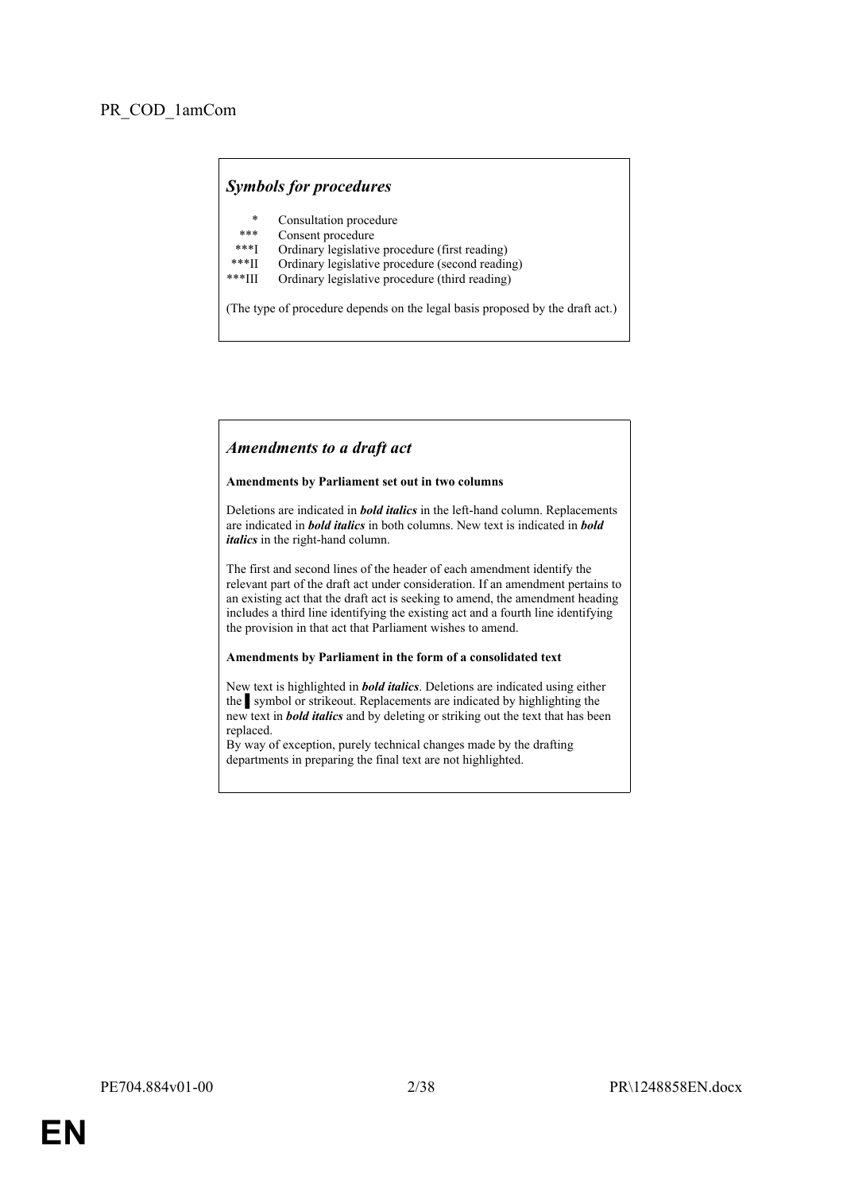PR_COD_1amCom

### *Symbols for procedures*

| | |
|---|---|
| * | Consultation procedure |
| *** | Consent procedure |
| ***I | Ordinary legislative procedure (first reading) |
| ***II | Ordinary legislative procedure (second reading) |
| ***III | Ordinary legislative procedure (third reading) |

(The type of procedure depends on the legal basis proposed by the draft act.)

### *Amendments to a draft act*

**Amendments by Parliament set out in two columns**

Deletions are indicated in ***bold italics*** in the left-hand column. Replacements are indicated in ***bold italics*** in both columns. New text is indicated in ***bold italics*** in the right-hand column.

The first and second lines of the header of each amendment identify the relevant part of the draft act under consideration. If an amendment pertains to an existing act that the draft act is seeking to amend, the amendment heading includes a third line identifying the existing act and a fourth line identifying the provision in that act that Parliament wishes to amend.

**Amendments by Parliament in the form of a consolidated text**

New text is highlighted in ***bold italics***. Deletions are indicated using either the ▌symbol or strikeout. Replacements are indicated by highlighting the new text in ***bold italics*** and by deleting or striking out the text that has been replaced.
By way of exception, purely technical changes made by the drafting departments in preparing the final text are not highlighted.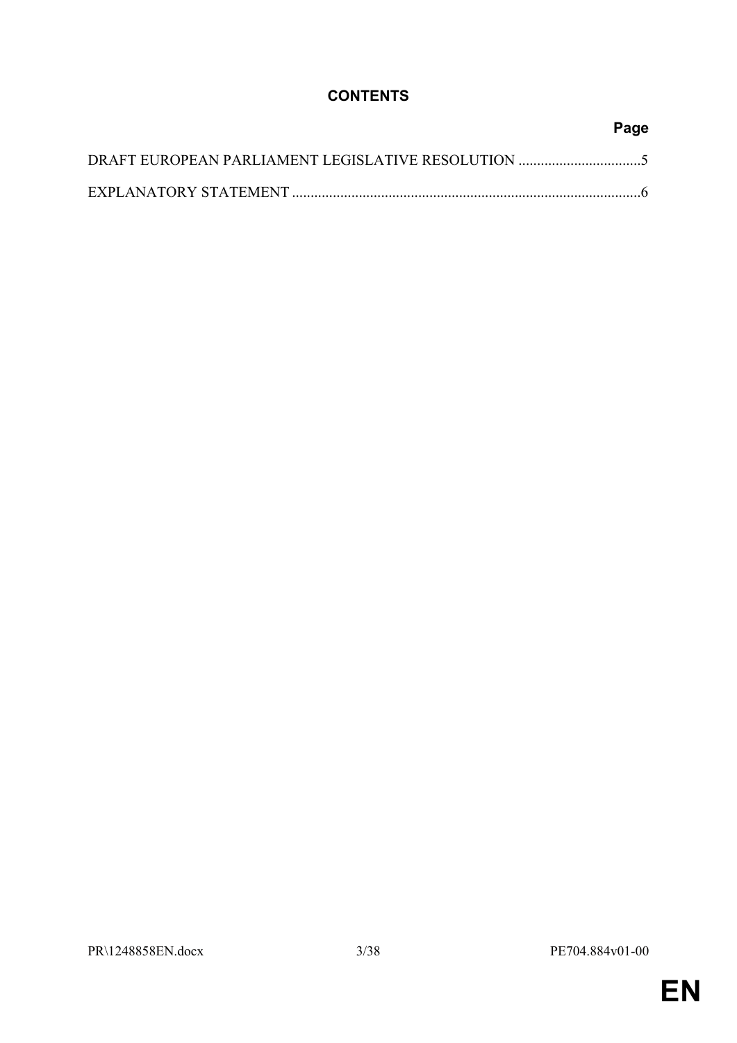# CONTENTS

| | Page |
|---|---|
| DRAFT EUROPEAN PARLIAMENT LEGISLATIVE RESOLUTION | 5 |
| EXPLANATORY STATEMENT | 6 |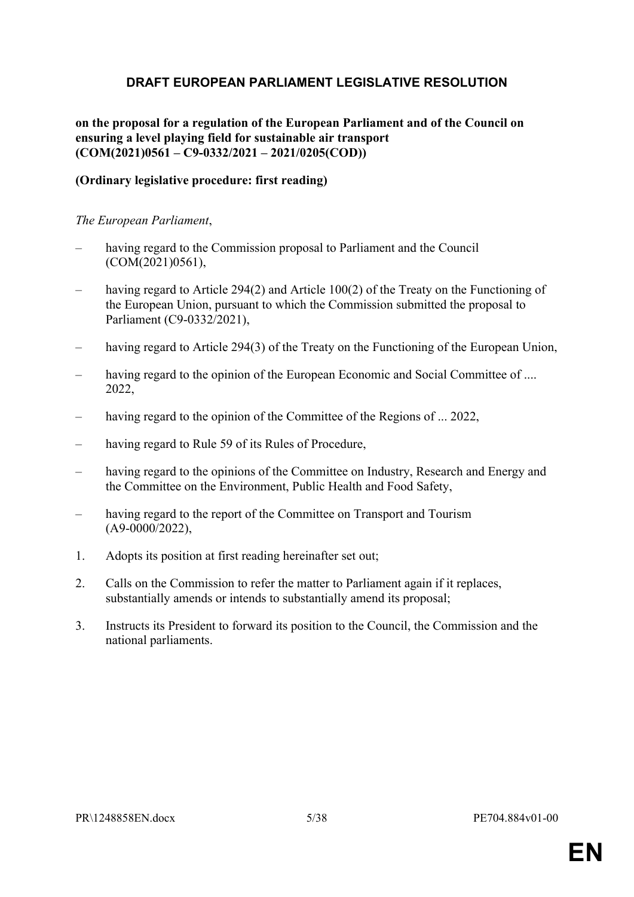# DRAFT EUROPEAN PARLIAMENT LEGISLATIVE RESOLUTION

**on the proposal for a regulation of the European Parliament and of the Council on ensuring a level playing field for sustainable air transport (COM(2021)0561 – C9-0332/2021 – 2021/0205(COD))**

**(Ordinary legislative procedure: first reading)**

*The European Parliament*,

– having regard to the Commission proposal to Parliament and the Council (COM(2021)0561),

– having regard to Article 294(2) and Article 100(2) of the Treaty on the Functioning of the European Union, pursuant to which the Commission submitted the proposal to Parliament (C9-0332/2021),

– having regard to Article 294(3) of the Treaty on the Functioning of the European Union,

– having regard to the opinion of the European Economic and Social Committee of .... 2022,

– having regard to the opinion of the Committee of the Regions of ... 2022,

– having regard to Rule 59 of its Rules of Procedure,

– having regard to the opinions of the Committee on Industry, Research and Energy and the Committee on the Environment, Public Health and Food Safety,

– having regard to the report of the Committee on Transport and Tourism (A9-0000/2022),

1. Adopts its position at first reading hereinafter set out;

2. Calls on the Commission to refer the matter to Parliament again if it replaces, substantially amends or intends to substantially amend its proposal;

3. Instructs its President to forward its position to the Council, the Commission and the national parliaments.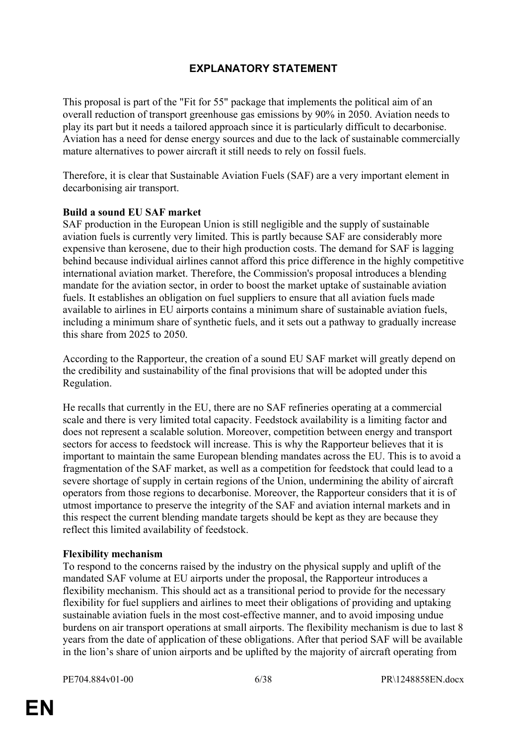# EXPLANATORY STATEMENT

This proposal is part of the "Fit for 55" package that implements the political aim of an overall reduction of transport greenhouse gas emissions by 90% in 2050. Aviation needs to play its part but it needs a tailored approach since it is particularly difficult to decarbonise. Aviation has a need for dense energy sources and due to the lack of sustainable commercially mature alternatives to power aircraft it still needs to rely on fossil fuels.

Therefore, it is clear that Sustainable Aviation Fuels (SAF) are a very important element in decarbonising air transport.

**Build a sound EU SAF market**

SAF production in the European Union is still negligible and the supply of sustainable aviation fuels is currently very limited. This is partly because SAF are considerably more expensive than kerosene, due to their high production costs. The demand for SAF is lagging behind because individual airlines cannot afford this price difference in the highly competitive international aviation market. Therefore, the Commission's proposal introduces a blending mandate for the aviation sector, in order to boost the market uptake of sustainable aviation fuels. It establishes an obligation on fuel suppliers to ensure that all aviation fuels made available to airlines in EU airports contains a minimum share of sustainable aviation fuels, including a minimum share of synthetic fuels, and it sets out a pathway to gradually increase this share from 2025 to 2050.

According to the Rapporteur, the creation of a sound EU SAF market will greatly depend on the credibility and sustainability of the final provisions that will be adopted under this Regulation.

He recalls that currently in the EU, there are no SAF refineries operating at a commercial scale and there is very limited total capacity. Feedstock availability is a limiting factor and does not represent a scalable solution. Moreover, competition between energy and transport sectors for access to feedstock will increase. This is why the Rapporteur believes that it is important to maintain the same European blending mandates across the EU. This is to avoid a fragmentation of the SAF market, as well as a competition for feedstock that could lead to a severe shortage of supply in certain regions of the Union, undermining the ability of aircraft operators from those regions to decarbonise. Moreover, the Rapporteur considers that it is of utmost importance to preserve the integrity of the SAF and aviation internal markets and in this respect the current blending mandate targets should be kept as they are because they reflect this limited availability of feedstock.

**Flexibility mechanism**

To respond to the concerns raised by the industry on the physical supply and uplift of the mandated SAF volume at EU airports under the proposal, the Rapporteur introduces a flexibility mechanism. This should act as a transitional period to provide for the necessary flexibility for fuel suppliers and airlines to meet their obligations of providing and uptaking sustainable aviation fuels in the most cost-effective manner, and to avoid imposing undue burdens on air transport operations at small airports. The flexibility mechanism is due to last 8 years from the date of application of these obligations. After that period SAF will be available in the lion's share of union airports and be uplifted by the majority of aircraft operating from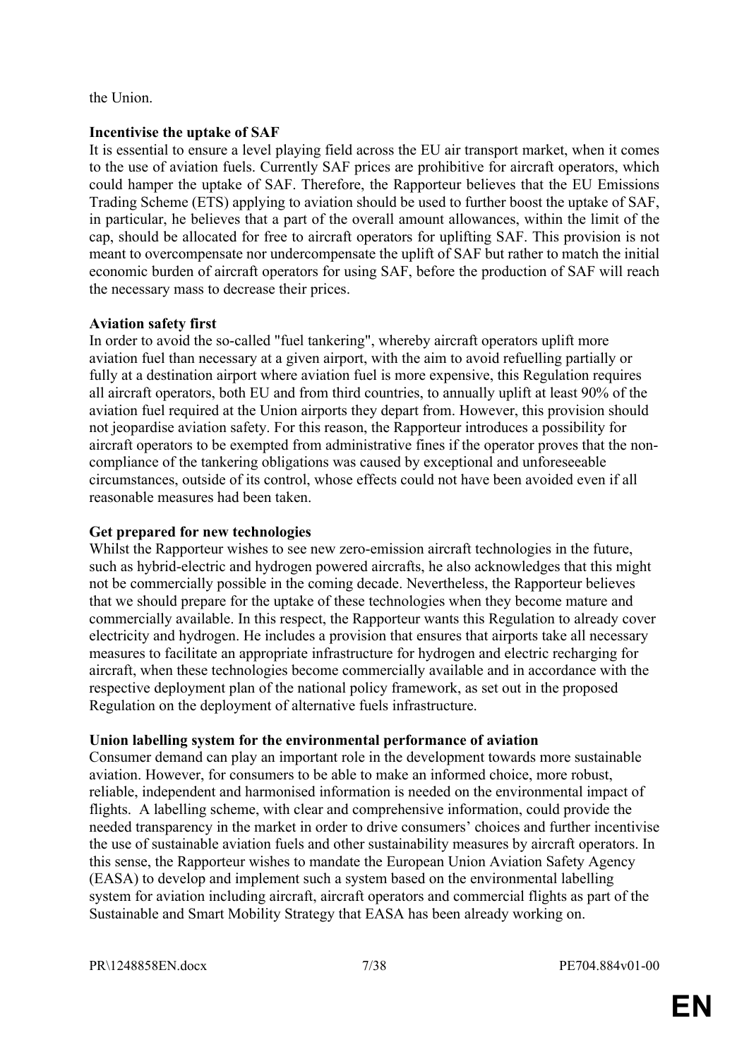the Union.

**Incentivise the uptake of SAF**

It is essential to ensure a level playing field across the EU air transport market, when it comes to the use of aviation fuels. Currently SAF prices are prohibitive for aircraft operators, which could hamper the uptake of SAF. Therefore, the Rapporteur believes that the EU Emissions Trading Scheme (ETS) applying to aviation should be used to further boost the uptake of SAF, in particular, he believes that a part of the overall amount allowances, within the limit of the cap, should be allocated for free to aircraft operators for uplifting SAF. This provision is not meant to overcompensate nor undercompensate the uplift of SAF but rather to match the initial economic burden of aircraft operators for using SAF, before the production of SAF will reach the necessary mass to decrease their prices.

**Aviation safety first**

In order to avoid the so-called "fuel tankering", whereby aircraft operators uplift more aviation fuel than necessary at a given airport, with the aim to avoid refuelling partially or fully at a destination airport where aviation fuel is more expensive, this Regulation requires all aircraft operators, both EU and from third countries, to annually uplift at least 90% of the aviation fuel required at the Union airports they depart from. However, this provision should not jeopardise aviation safety. For this reason, the Rapporteur introduces a possibility for aircraft operators to be exempted from administrative fines if the operator proves that the non-compliance of the tankering obligations was caused by exceptional and unforeseeable circumstances, outside of its control, whose effects could not have been avoided even if all reasonable measures had been taken.

**Get prepared for new technologies**

Whilst the Rapporteur wishes to see new zero-emission aircraft technologies in the future, such as hybrid-electric and hydrogen powered aircrafts, he also acknowledges that this might not be commercially possible in the coming decade. Nevertheless, the Rapporteur believes that we should prepare for the uptake of these technologies when they become mature and commercially available. In this respect, the Rapporteur wants this Regulation to already cover electricity and hydrogen. He includes a provision that ensures that airports take all necessary measures to facilitate an appropriate infrastructure for hydrogen and electric recharging for aircraft, when these technologies become commercially available and in accordance with the respective deployment plan of the national policy framework, as set out in the proposed Regulation on the deployment of alternative fuels infrastructure.

**Union labelling system for the environmental performance of aviation**

Consumer demand can play an important role in the development towards more sustainable aviation. However, for consumers to be able to make an informed choice, more robust, reliable, independent and harmonised information is needed on the environmental impact of flights. A labelling scheme, with clear and comprehensive information, could provide the needed transparency in the market in order to drive consumers' choices and further incentivise the use of sustainable aviation fuels and other sustainability measures by aircraft operators. In this sense, the Rapporteur wishes to mandate the European Union Aviation Safety Agency (EASA) to develop and implement such a system based on the environmental labelling system for aviation including aircraft, aircraft operators and commercial flights as part of the Sustainable and Smart Mobility Strategy that EASA has been already working on.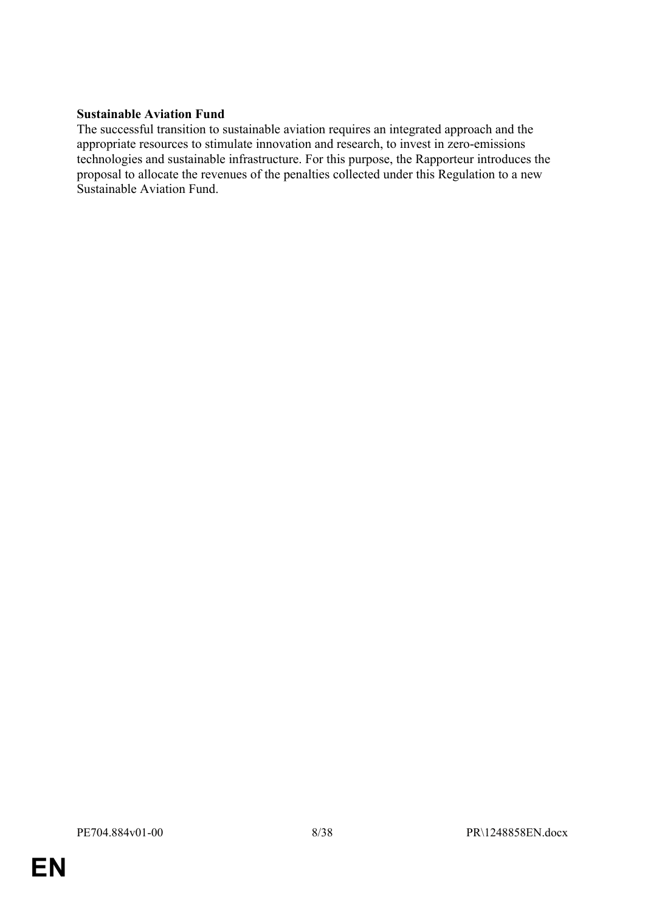**Sustainable Aviation Fund**

The successful transition to sustainable aviation requires an integrated approach and the appropriate resources to stimulate innovation and research, to invest in zero-emissions technologies and sustainable infrastructure. For this purpose, the Rapporteur introduces the proposal to allocate the revenues of the penalties collected under this Regulation to a new Sustainable Aviation Fund.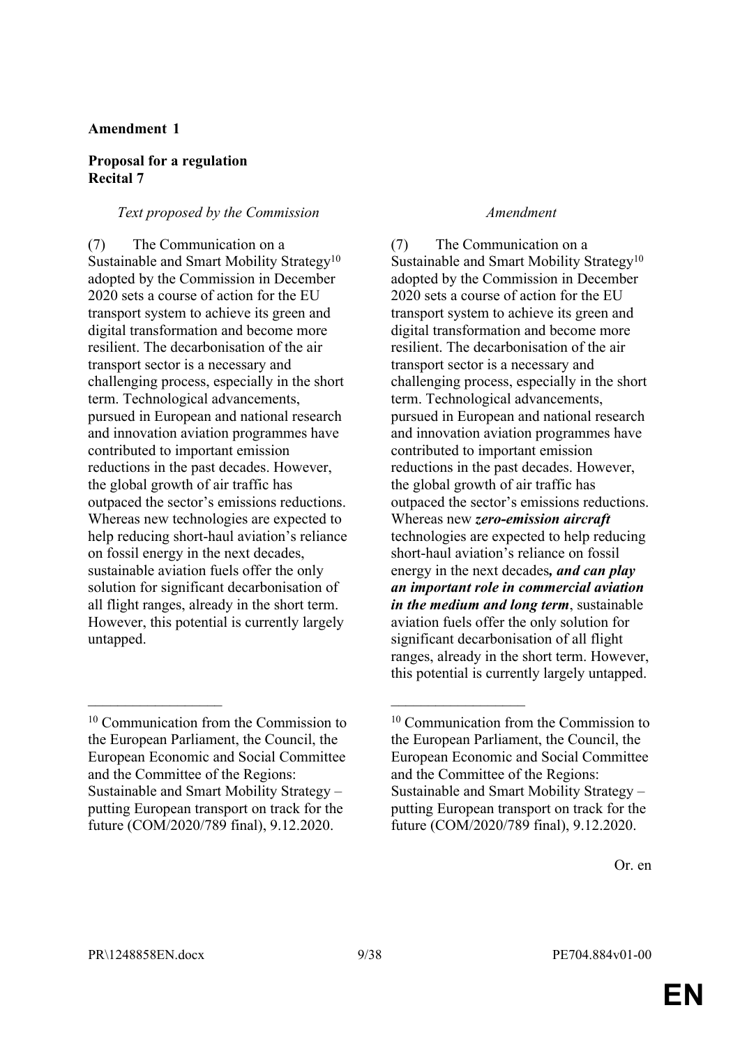**Amendment 1**

**Proposal for a regulation**
**Recital 7**

| *Text proposed by the Commission* | *Amendment* |
|---|---|
| (7) The Communication on a Sustainable and Smart Mobility Strategy[10] adopted by the Commission in December 2020 sets a course of action for the EU transport system to achieve its green and digital transformation and become more resilient. The decarbonisation of the air transport sector is a necessary and challenging process, especially in the short term. Technological advancements, pursued in European and national research and innovation aviation programmes have contributed to important emission reductions in the past decades. However, the global growth of air traffic has outpaced the sector's emissions reductions. Whereas new technologies are expected to help reducing short-haul aviation's reliance on fossil energy in the next decades, sustainable aviation fuels offer the only solution for significant decarbonisation of all flight ranges, already in the short term. However, this potential is currently largely untapped. | (7) The Communication on a Sustainable and Smart Mobility Strategy[10] adopted by the Commission in December 2020 sets a course of action for the EU transport system to achieve its green and digital transformation and become more resilient. The decarbonisation of the air transport sector is a necessary and challenging process, especially in the short term. Technological advancements, pursued in European and national research and innovation aviation programmes have contributed to important emission reductions in the past decades. However, the global growth of air traffic has outpaced the sector's emissions reductions. Whereas new ***zero-emission aircraft*** technologies are expected to help reducing short-haul aviation's reliance on fossil energy in the next decades***, and can play an important role in commercial aviation in the medium and long term***, sustainable aviation fuels offer the only solution for significant decarbonisation of all flight ranges, already in the short term. However, this potential is currently largely untapped. |
| [10] Communication from the Commission to the European Parliament, the Council, the European Economic and Social Committee and the Committee of the Regions: Sustainable and Smart Mobility Strategy – putting European transport on track for the future (COM/2020/789 final), 9.12.2020. | [10] Communication from the Commission to the European Parliament, the Council, the European Economic and Social Committee and the Committee of the Regions: Sustainable and Smart Mobility Strategy – putting European transport on track for the future (COM/2020/789 final), 9.12.2020. |

Or. en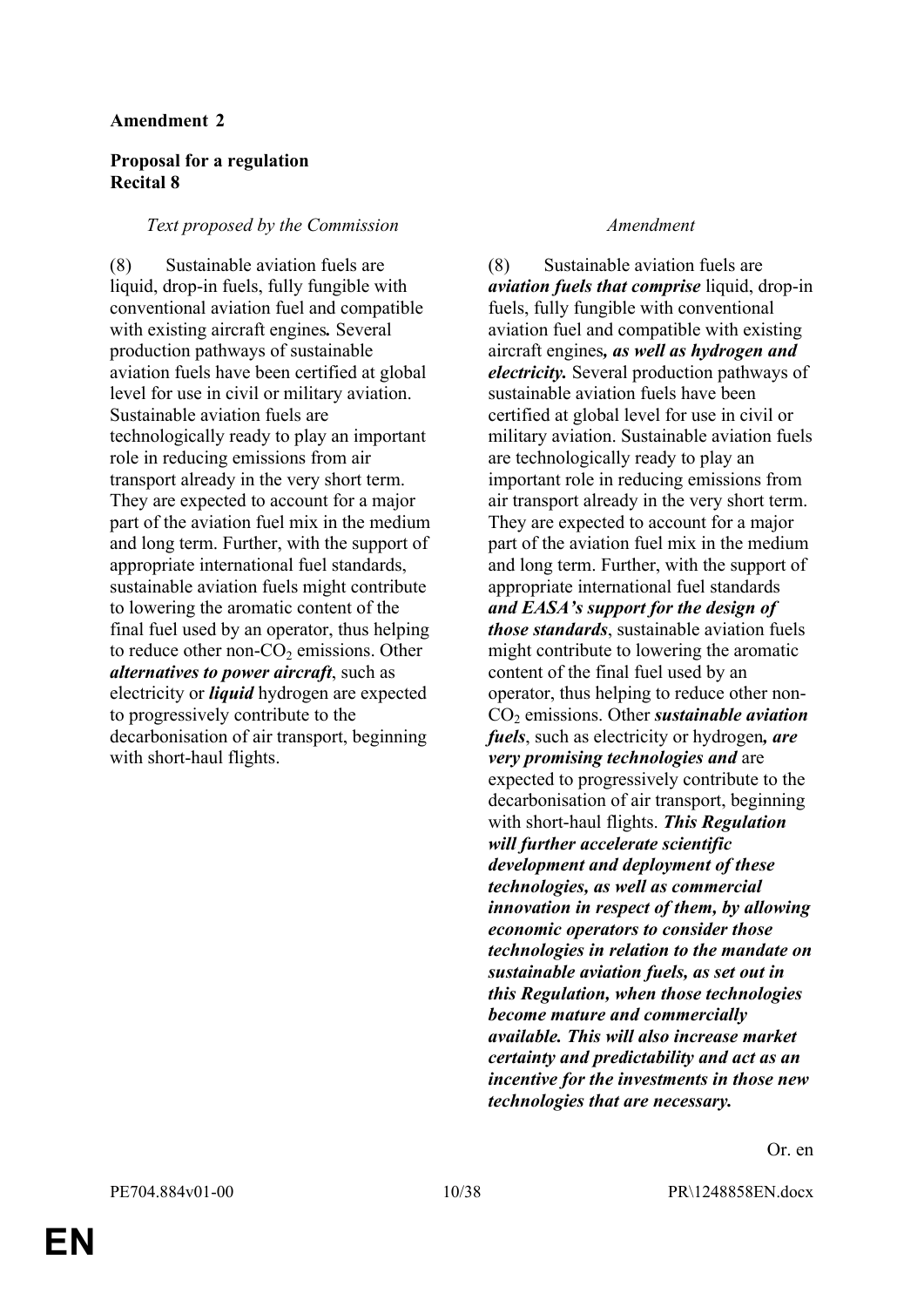**Amendment 2**

**Proposal for a regulation**
**Recital 8**

| *Text proposed by the Commission* | *Amendment* |
|---|---|
| (8) Sustainable aviation fuels are liquid, drop-in fuels, fully fungible with conventional aviation fuel and compatible with existing aircraft engines***.*** Several production pathways of sustainable aviation fuels have been certified at global level for use in civil or military aviation. Sustainable aviation fuels are technologically ready to play an important role in reducing emissions from air transport already in the very short term. They are expected to account for a major part of the aviation fuel mix in the medium and long term. Further, with the support of appropriate international fuel standards, sustainable aviation fuels might contribute to lowering the aromatic content of the final fuel used by an operator, thus helping to reduce other non-$CO_2$ emissions. Other ***alternatives to power aircraft***, such as electricity or ***liquid*** hydrogen are expected to progressively contribute to the decarbonisation of air transport, beginning with short-haul flights. | (8) Sustainable aviation fuels are ***aviation fuels that comprise*** liquid, drop-in fuels, fully fungible with conventional aviation fuel and compatible with existing aircraft engines***, as well as hydrogen and electricity.*** Several production pathways of sustainable aviation fuels have been certified at global level for use in civil or military aviation. Sustainable aviation fuels are technologically ready to play an important role in reducing emissions from air transport already in the very short term. They are expected to account for a major part of the aviation fuel mix in the medium and long term. Further, with the support of appropriate international fuel standards ***and EASA's support for the design of those standards***, sustainable aviation fuels might contribute to lowering the aromatic content of the final fuel used by an operator, thus helping to reduce other non-$CO_2$ emissions. Other ***sustainable aviation fuels***, such as electricity or hydrogen***, are very promising technologies and*** are expected to progressively contribute to the decarbonisation of air transport, beginning with short-haul flights. ***This Regulation will further accelerate scientific development and deployment of these technologies, as well as commercial innovation in respect of them, by allowing economic operators to consider those technologies in relation to the mandate on sustainable aviation fuels, as set out in this Regulation, when those technologies become mature and commercially available. This will also increase market certainty and predictability and act as an incentive for the investments in those new technologies that are necessary.*** |

Or. en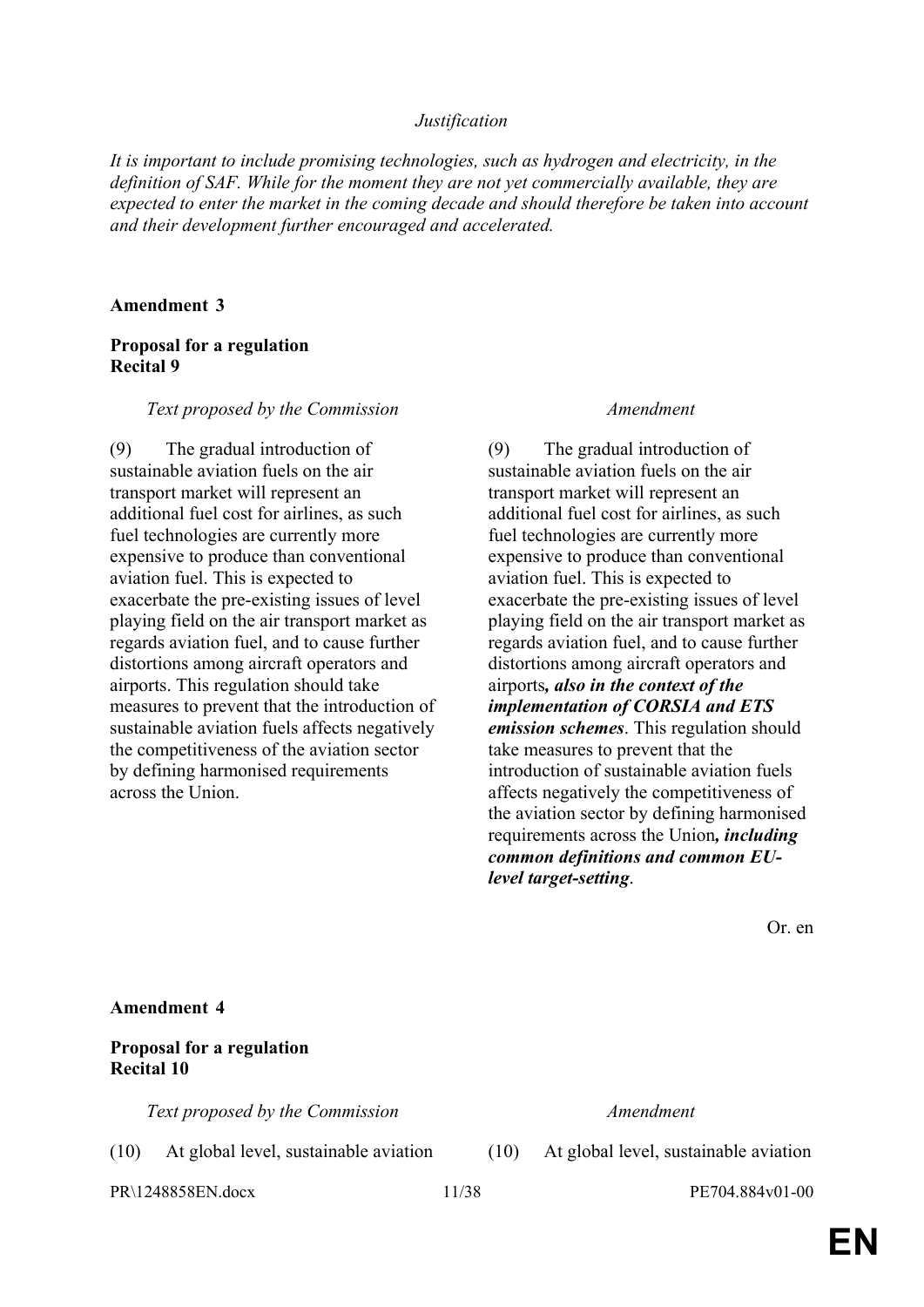*Justification*

*It is important to include promising technologies, such as hydrogen and electricity, in the definition of SAF. While for the moment they are not yet commercially available, they are expected to enter the market in the coming decade and should therefore be taken into account and their development further encouraged and accelerated.*

**Amendment 3**

**Proposal for a regulation**
**Recital 9**

| *Text proposed by the Commission* | *Amendment* |
|---|---|
| (9) The gradual introduction of sustainable aviation fuels on the air transport market will represent an additional fuel cost for airlines, as such fuel technologies are currently more expensive to produce than conventional aviation fuel. This is expected to exacerbate the pre-existing issues of level playing field on the air transport market as regards aviation fuel, and to cause further distortions among aircraft operators and airports. This regulation should take measures to prevent that the introduction of sustainable aviation fuels affects negatively the competitiveness of the aviation sector by defining harmonised requirements across the Union. | (9) The gradual introduction of sustainable aviation fuels on the air transport market will represent an additional fuel cost for airlines, as such fuel technologies are currently more expensive to produce than conventional aviation fuel. This is expected to exacerbate the pre-existing issues of level playing field on the air transport market as regards aviation fuel, and to cause further distortions among aircraft operators and airports***, also in the context of the implementation of CORSIA and ETS emission schemes***. This regulation should take measures to prevent that the introduction of sustainable aviation fuels affects negatively the competitiveness of the aviation sector by defining harmonised requirements across the Union***, including common definitions and common EU-level target-setting***. |

Or. en

**Amendment 4**

**Proposal for a regulation**
**Recital 10**

| *Text proposed by the Commission* | *Amendment* |
|---|---|
| (10) At global level, sustainable aviation | (10) At global level, sustainable aviation |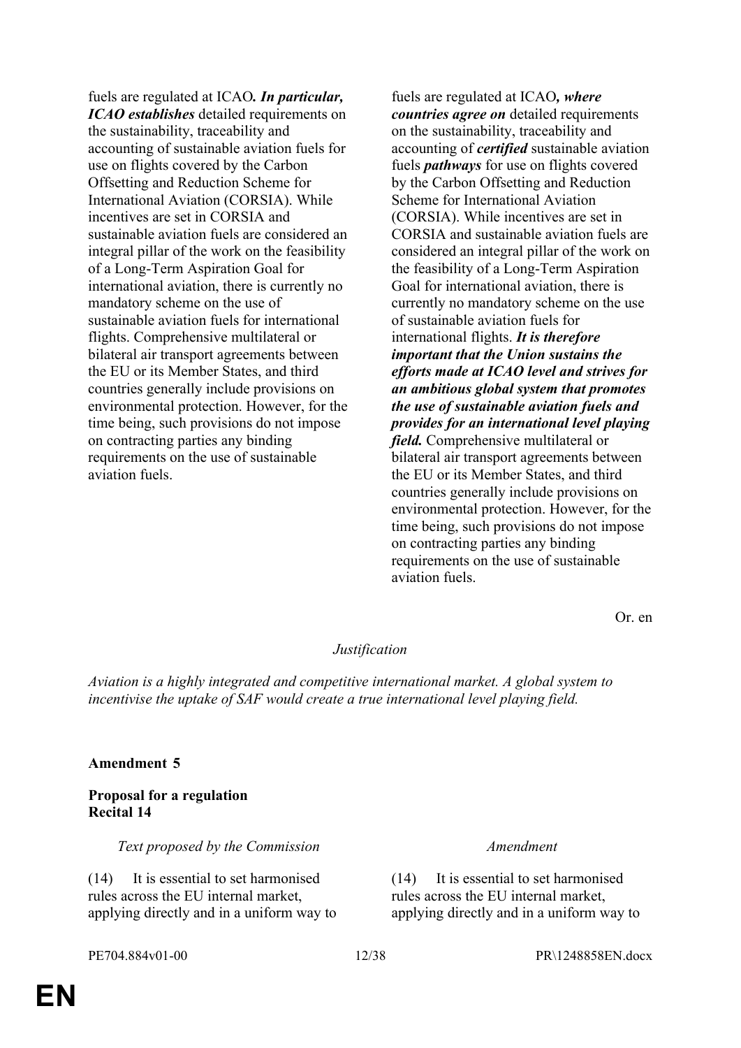| | |
|---|---|
| fuels are regulated at ICAO***. In particular, ICAO establishes*** detailed requirements on the sustainability, traceability and accounting of sustainable aviation fuels for use on flights covered by the Carbon Offsetting and Reduction Scheme for International Aviation (CORSIA). While incentives are set in CORSIA and sustainable aviation fuels are considered an integral pillar of the work on the feasibility of a Long-Term Aspiration Goal for international aviation, there is currently no mandatory scheme on the use of sustainable aviation fuels for international flights. Comprehensive multilateral or bilateral air transport agreements between the EU or its Member States, and third countries generally include provisions on environmental protection. However, for the time being, such provisions do not impose on contracting parties any binding requirements on the use of sustainable aviation fuels. | fuels are regulated at ICAO***, where countries agree on*** detailed requirements on the sustainability, traceability and accounting of ***certified*** sustainable aviation fuels ***pathways*** for use on flights covered by the Carbon Offsetting and Reduction Scheme for International Aviation (CORSIA). While incentives are set in CORSIA and sustainable aviation fuels are considered an integral pillar of the work on the feasibility of a Long-Term Aspiration Goal for international aviation, there is currently no mandatory scheme on the use of sustainable aviation fuels for international flights. ***It is therefore important that the Union sustains the efforts made at ICAO level and strives for an ambitious global system that promotes the use of sustainable aviation fuels and provides for an international level playing field.*** Comprehensive multilateral or bilateral air transport agreements between the EU or its Member States, and third countries generally include provisions on environmental protection. However, for the time being, such provisions do not impose on contracting parties any binding requirements on the use of sustainable aviation fuels. |

Or. en

*Justification*

*Aviation is a highly integrated and competitive international market. A global system to incentivise the uptake of SAF would create a true international level playing field.*

**Amendment 5**

**Proposal for a regulation**
**Recital 14**

| *Text proposed by the Commission* | *Amendment* |
|---|---|
| (14) It is essential to set harmonised rules across the EU internal market, applying directly and in a uniform way to | (14) It is essential to set harmonised rules across the EU internal market, applying directly and in a uniform way to |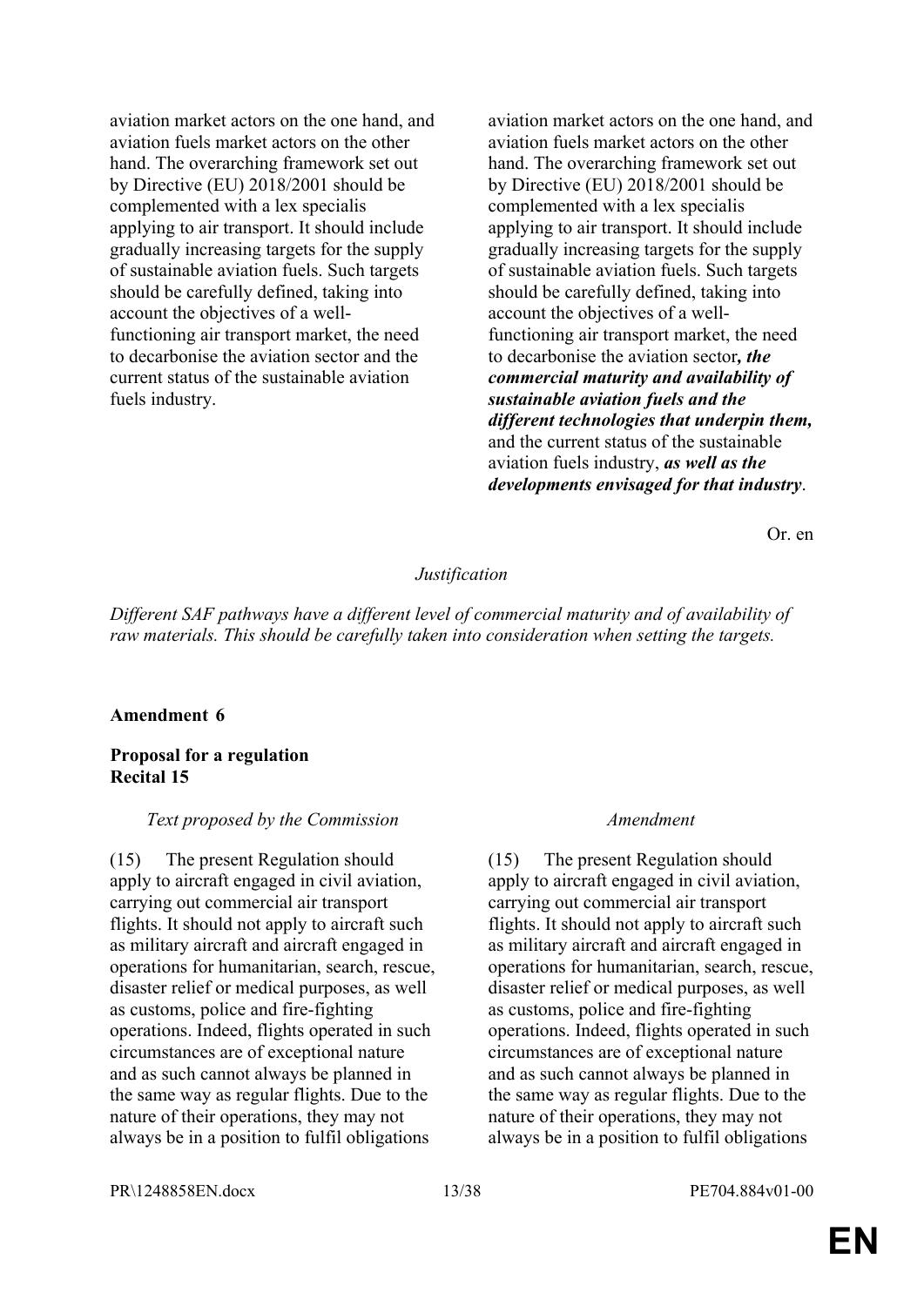| | |
|---|---|
| aviation market actors on the one hand, and aviation fuels market actors on the other hand. The overarching framework set out by Directive (EU) 2018/2001 should be complemented with a lex specialis applying to air transport. It should include gradually increasing targets for the supply of sustainable aviation fuels. Such targets should be carefully defined, taking into account the objectives of a well-functioning air transport market, the need to decarbonise the aviation sector and the current status of the sustainable aviation fuels industry. | aviation market actors on the one hand, and aviation fuels market actors on the other hand. The overarching framework set out by Directive (EU) 2018/2001 should be complemented with a lex specialis applying to air transport. It should include gradually increasing targets for the supply of sustainable aviation fuels. Such targets should be carefully defined, taking into account the objectives of a well-functioning air transport market, the need to decarbonise the aviation sector***, the commercial maturity and availability of sustainable aviation fuels and the different technologies that underpin them,*** and the current status of the sustainable aviation fuels industry, ***as well as the developments envisaged for that industry***. |

Or. en

*Justification*

*Different SAF pathways have a different level of commercial maturity and of availability of raw materials. This should be carefully taken into consideration when setting the targets.*

**Amendment 6**

**Proposal for a regulation**
**Recital 15**

| *Text proposed by the Commission* | *Amendment* |
|---|---|
| (15) The present Regulation should apply to aircraft engaged in civil aviation, carrying out commercial air transport flights. It should not apply to aircraft such as military aircraft and aircraft engaged in operations for humanitarian, search, rescue, disaster relief or medical purposes, as well as customs, police and fire-fighting operations. Indeed, flights operated in such circumstances are of exceptional nature and as such cannot always be planned in the same way as regular flights. Due to the nature of their operations, they may not always be in a position to fulfil obligations | (15) The present Regulation should apply to aircraft engaged in civil aviation, carrying out commercial air transport flights. It should not apply to aircraft such as military aircraft and aircraft engaged in operations for humanitarian, search, rescue, disaster relief or medical purposes, as well as customs, police and fire-fighting operations. Indeed, flights operated in such circumstances are of exceptional nature and as such cannot always be planned in the same way as regular flights. Due to the nature of their operations, they may not always be in a position to fulfil obligations |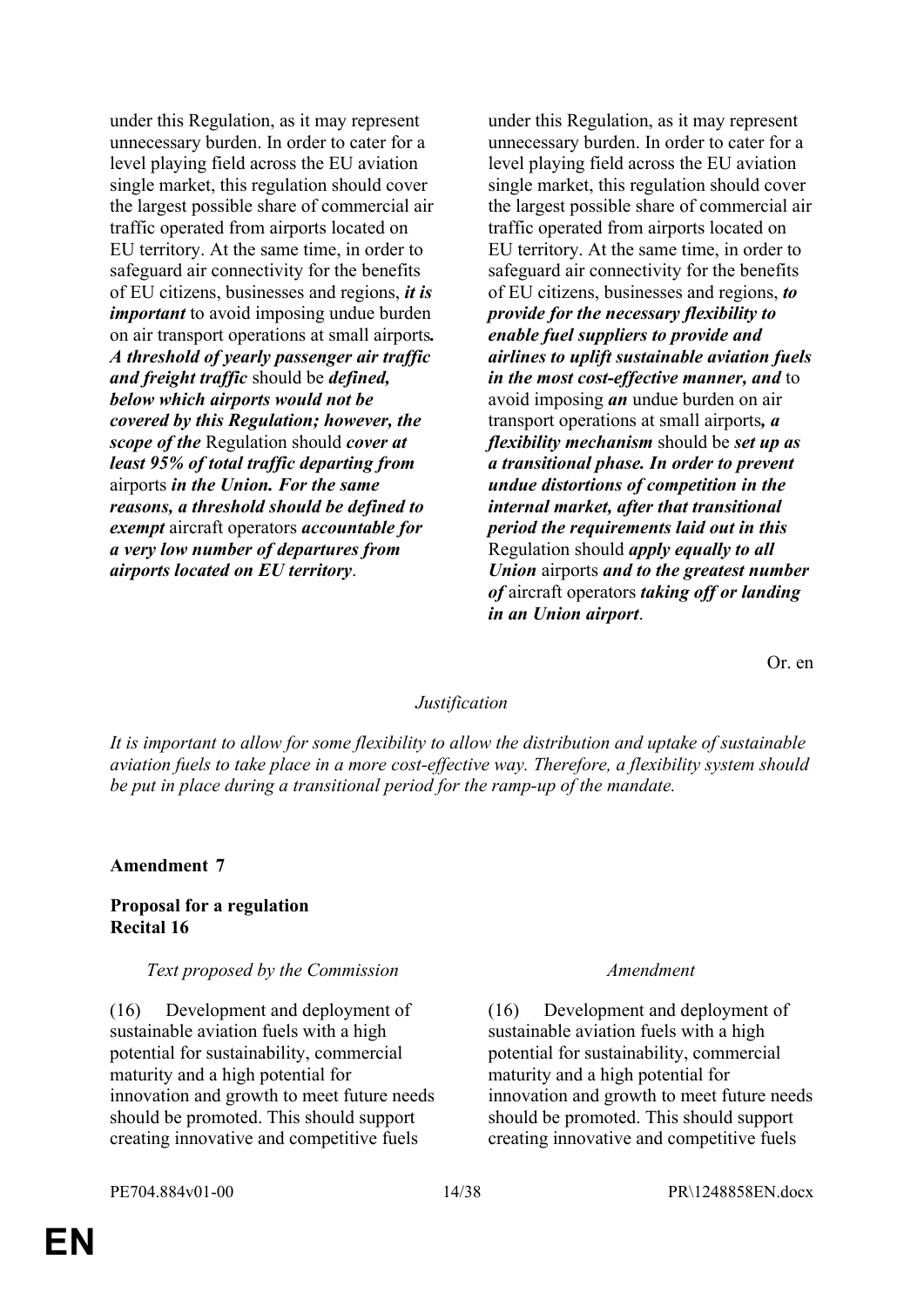| | |
|---|---|
| under this Regulation, as it may represent unnecessary burden. In order to cater for a level playing field across the EU aviation single market, this regulation should cover the largest possible share of commercial air traffic operated from airports located on EU territory. At the same time, in order to safeguard air connectivity for the benefits of EU citizens, businesses and regions, ***it is important*** to avoid imposing undue burden on air transport operations at small airports***. A threshold of yearly passenger air traffic and freight traffic*** should be ***defined, below which airports would not be covered by this Regulation; however, the scope of the*** Regulation should ***cover at least 95% of total traffic departing from*** airports ***in the Union. For the same reasons, a threshold should be defined to exempt*** aircraft operators ***accountable for a very low number of departures from airports located on EU territory***. | under this Regulation, as it may represent unnecessary burden. In order to cater for a level playing field across the EU aviation single market, this regulation should cover the largest possible share of commercial air traffic operated from airports located on EU territory. At the same time, in order to safeguard air connectivity for the benefits of EU citizens, businesses and regions, ***to provide for the necessary flexibility to enable fuel suppliers to provide and airlines to uplift sustainable aviation fuels in the most cost-effective manner, and*** to avoid imposing ***an*** undue burden on air transport operations at small airports***, a flexibility mechanism*** should be ***set up as a transitional phase. In order to prevent undue distortions of competition in the internal market, after that transitional period the requirements laid out in this*** Regulation should ***apply equally to all Union*** airports ***and to the greatest number of*** aircraft operators ***taking off or landing in an Union airport***. |

Or. en

*Justification*

*It is important to allow for some flexibility to allow the distribution and uptake of sustainable aviation fuels to take place in a more cost-effective way. Therefore, a flexibility system should be put in place during a transitional period for the ramp-up of the mandate.*

**Amendment 7**

**Proposal for a regulation**
**Recital 16**

| *Text proposed by the Commission* | *Amendment* |
|---|---|
| (16) Development and deployment of sustainable aviation fuels with a high potential for sustainability, commercial maturity and a high potential for innovation and growth to meet future needs should be promoted. This should support creating innovative and competitive fuels | (16) Development and deployment of sustainable aviation fuels with a high potential for sustainability, commercial maturity and a high potential for innovation and growth to meet future needs should be promoted. This should support creating innovative and competitive fuels |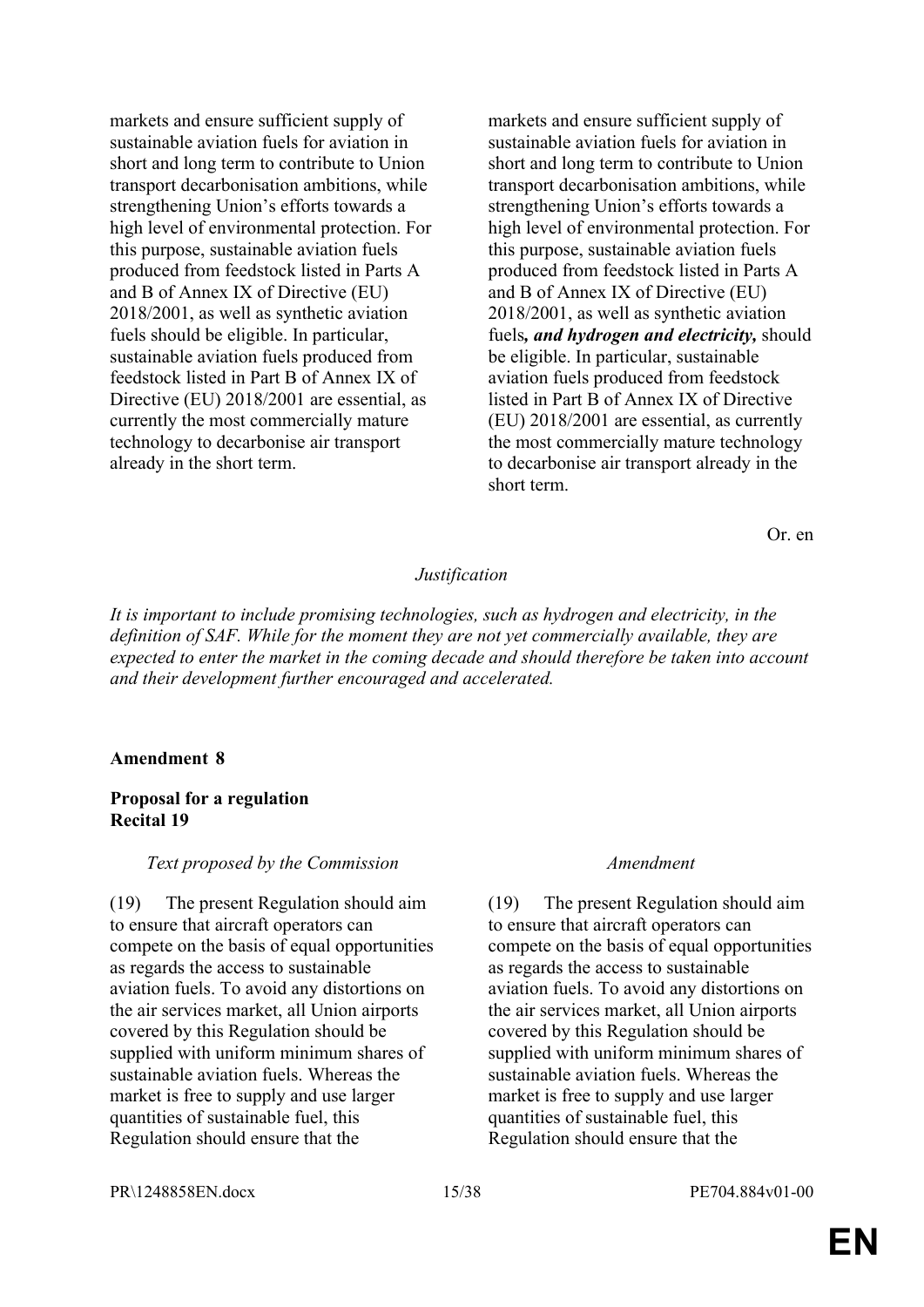| | |
|---|---|
| markets and ensure sufficient supply of sustainable aviation fuels for aviation in short and long term to contribute to Union transport decarbonisation ambitions, while strengthening Union's efforts towards a high level of environmental protection. For this purpose, sustainable aviation fuels produced from feedstock listed in Parts A and B of Annex IX of Directive (EU) 2018/2001, as well as synthetic aviation fuels should be eligible. In particular, sustainable aviation fuels produced from feedstock listed in Part B of Annex IX of Directive (EU) 2018/2001 are essential, as currently the most commercially mature technology to decarbonise air transport already in the short term. | markets and ensure sufficient supply of sustainable aviation fuels for aviation in short and long term to contribute to Union transport decarbonisation ambitions, while strengthening Union's efforts towards a high level of environmental protection. For this purpose, sustainable aviation fuels produced from feedstock listed in Parts A and B of Annex IX of Directive (EU) 2018/2001, as well as synthetic aviation fuels***, and hydrogen and electricity,*** should be eligible. In particular, sustainable aviation fuels produced from feedstock listed in Part B of Annex IX of Directive (EU) 2018/2001 are essential, as currently the most commercially mature technology to decarbonise air transport already in the short term. |

Or. en

*Justification*

*It is important to include promising technologies, such as hydrogen and electricity, in the definition of SAF. While for the moment they are not yet commercially available, they are expected to enter the market in the coming decade and should therefore be taken into account and their development further encouraged and accelerated.*

**Amendment 8**

**Proposal for a regulation**
**Recital 19**

| *Text proposed by the Commission* | *Amendment* |
|---|---|
| (19) The present Regulation should aim to ensure that aircraft operators can compete on the basis of equal opportunities as regards the access to sustainable aviation fuels. To avoid any distortions on the air services market, all Union airports covered by this Regulation should be supplied with uniform minimum shares of sustainable aviation fuels. Whereas the market is free to supply and use larger quantities of sustainable fuel, this Regulation should ensure that the | (19) The present Regulation should aim to ensure that aircraft operators can compete on the basis of equal opportunities as regards the access to sustainable aviation fuels. To avoid any distortions on the air services market, all Union airports covered by this Regulation should be supplied with uniform minimum shares of sustainable aviation fuels. Whereas the market is free to supply and use larger quantities of sustainable fuel, this Regulation should ensure that the |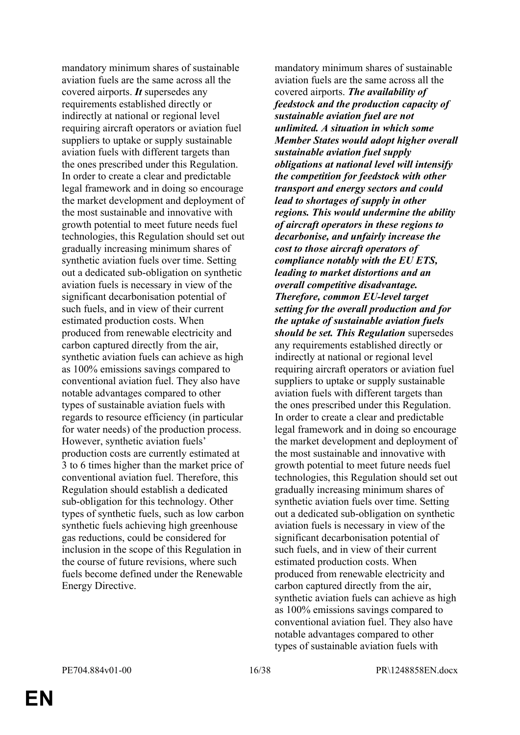| | |
|---|---|
| mandatory minimum shares of sustainable aviation fuels are the same across all the covered airports. ***It*** supersedes any requirements established directly or indirectly at national or regional level requiring aircraft operators or aviation fuel suppliers to uptake or supply sustainable aviation fuels with different targets than the ones prescribed under this Regulation. In order to create a clear and predictable legal framework and in doing so encourage the market development and deployment of the most sustainable and innovative with growth potential to meet future needs fuel technologies, this Regulation should set out gradually increasing minimum shares of synthetic aviation fuels over time. Setting out a dedicated sub-obligation on synthetic aviation fuels is necessary in view of the significant decarbonisation potential of such fuels, and in view of their current estimated production costs. When produced from renewable electricity and carbon captured directly from the air, synthetic aviation fuels can achieve as high as 100% emissions savings compared to conventional aviation fuel. They also have notable advantages compared to other types of sustainable aviation fuels with regards to resource efficiency (in particular for water needs) of the production process. However, synthetic aviation fuels' production costs are currently estimated at 3 to 6 times higher than the market price of conventional aviation fuel. Therefore, this Regulation should establish a dedicated sub-obligation for this technology. Other types of synthetic fuels, such as low carbon synthetic fuels achieving high greenhouse gas reductions, could be considered for inclusion in the scope of this Regulation in the course of future revisions, where such fuels become defined under the Renewable Energy Directive. | mandatory minimum shares of sustainable aviation fuels are the same across all the covered airports. ***The availability of feedstock and the production capacity of sustainable aviation fuel are not unlimited. A situation in which some Member States would adopt higher overall sustainable aviation fuel supply obligations at national level will intensify the competition for feedstock with other transport and energy sectors and could lead to shortages of supply in other regions. This would undermine the ability of aircraft operators in these regions to decarbonise, and unfairly increase the cost to those aircraft operators of compliance notably with the EU ETS, leading to market distortions and an overall competitive disadvantage. Therefore, common EU-level target setting for the overall production and for the uptake of sustainable aviation fuels should be set. This Regulation*** supersedes any requirements established directly or indirectly at national or regional level requiring aircraft operators or aviation fuel suppliers to uptake or supply sustainable aviation fuels with different targets than the ones prescribed under this Regulation. In order to create a clear and predictable legal framework and in doing so encourage the market development and deployment of the most sustainable and innovative with growth potential to meet future needs fuel technologies, this Regulation should set out gradually increasing minimum shares of synthetic aviation fuels over time. Setting out a dedicated sub-obligation on synthetic aviation fuels is necessary in view of the significant decarbonisation potential of such fuels, and in view of their current estimated production costs. When produced from renewable electricity and carbon captured directly from the air, synthetic aviation fuels can achieve as high as 100% emissions savings compared to conventional aviation fuel. They also have notable advantages compared to other types of sustainable aviation fuels with |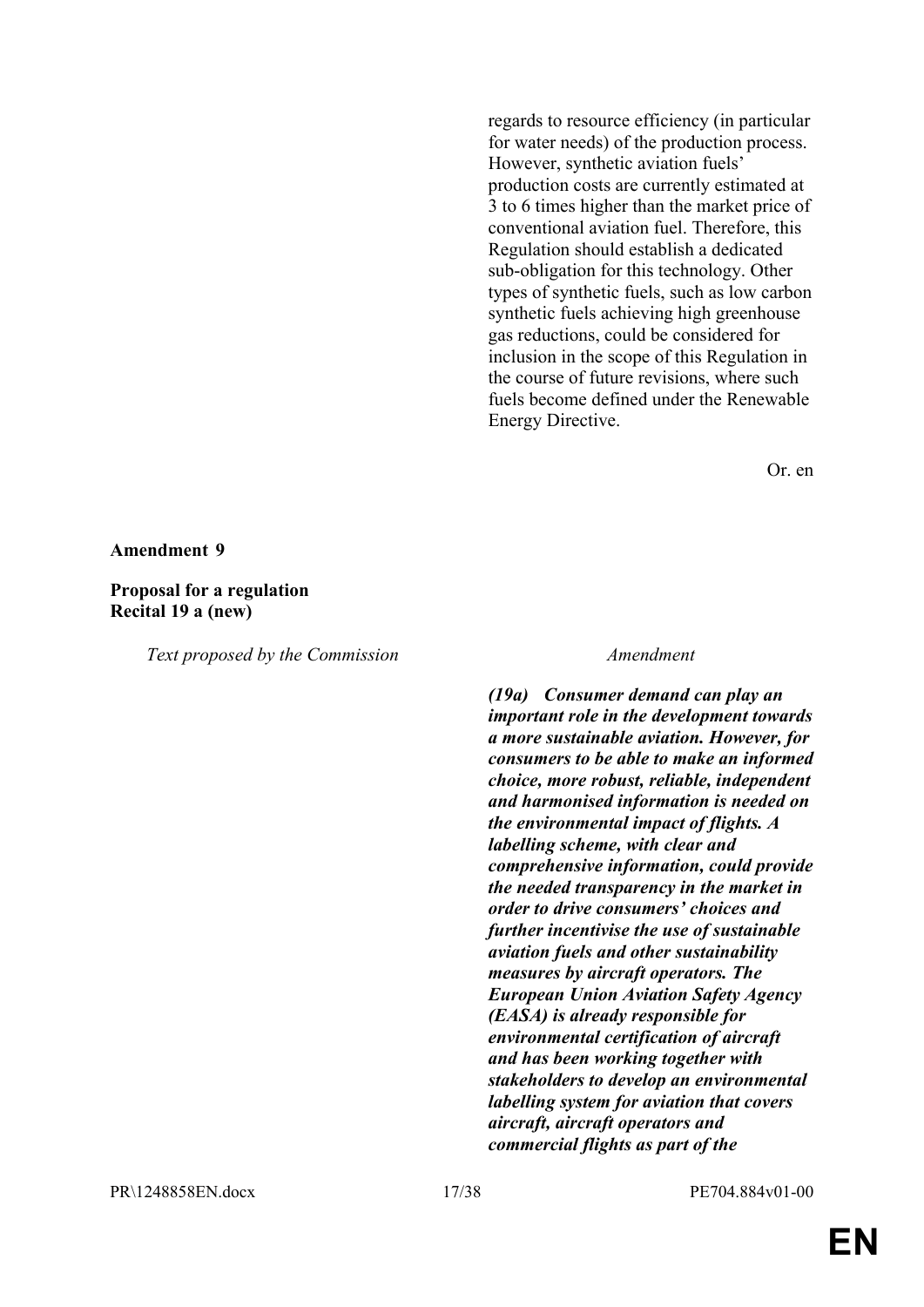regards to resource efficiency (in particular for water needs) of the production process. However, synthetic aviation fuels' production costs are currently estimated at 3 to 6 times higher than the market price of conventional aviation fuel. Therefore, this Regulation should establish a dedicated sub-obligation for this technology. Other types of synthetic fuels, such as low carbon synthetic fuels achieving high greenhouse gas reductions, could be considered for inclusion in the scope of this Regulation in the course of future revisions, where such fuels become defined under the Renewable Energy Directive.

Or. en

**Amendment 9**

**Proposal for a regulation**
**Recital 19 a (new)**

| *Text proposed by the Commission* | *Amendment* |
| --- | --- |
| | ***(19a) Consumer demand can play an important role in the development towards a more sustainable aviation. However, for consumers to be able to make an informed choice, more robust, reliable, independent and harmonised information is needed on the environmental impact of flights. A labelling scheme, with clear and comprehensive information, could provide the needed transparency in the market in order to drive consumers' choices and further incentivise the use of sustainable aviation fuels and other sustainability measures by aircraft operators. The European Union Aviation Safety Agency (EASA) is already responsible for environmental certification of aircraft and has been working together with stakeholders to develop an environmental labelling system for aviation that covers aircraft, aircraft operators and commercial flights as part of the*** |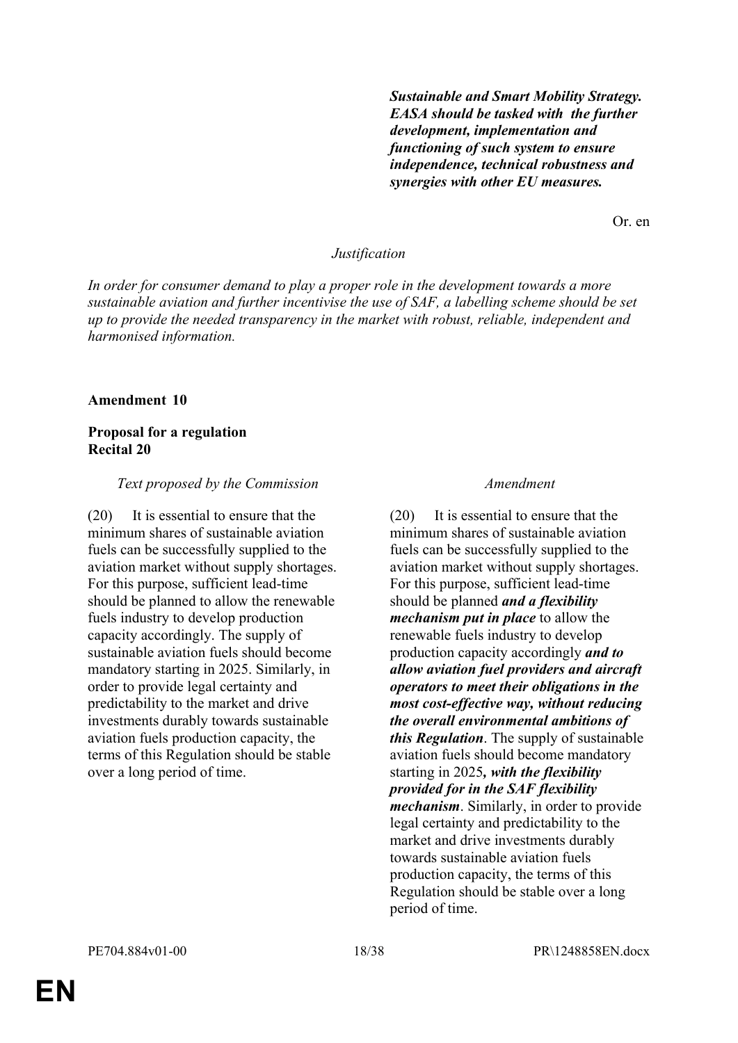| | |
|---|---|
| | ***Sustainable and Smart Mobility Strategy. EASA should be tasked with the further development, implementation and functioning of such system to ensure independence, technical robustness and synergies with other EU measures.*** |

Or. en

*Justification*

*In order for consumer demand to play a proper role in the development towards a more sustainable aviation and further incentivise the use of SAF, a labelling scheme should be set up to provide the needed transparency in the market with robust, reliable, independent and harmonised information.*

**Amendment 10**

**Proposal for a regulation**
**Recital 20**

| *Text proposed by the Commission* | *Amendment* |
|---|---|
| (20) It is essential to ensure that the minimum shares of sustainable aviation fuels can be successfully supplied to the aviation market without supply shortages. For this purpose, sufficient lead-time should be planned to allow the renewable fuels industry to develop production capacity accordingly. The supply of sustainable aviation fuels should become mandatory starting in 2025. Similarly, in order to provide legal certainty and predictability to the market and drive investments durably towards sustainable aviation fuels production capacity, the terms of this Regulation should be stable over a long period of time. | (20) It is essential to ensure that the minimum shares of sustainable aviation fuels can be successfully supplied to the aviation market without supply shortages. For this purpose, sufficient lead-time should be planned ***and a flexibility mechanism put in place*** to allow the renewable fuels industry to develop production capacity accordingly ***and to allow aviation fuel providers and aircraft operators to meet their obligations in the most cost-effective way, without reducing the overall environmental ambitions of this Regulation***. The supply of sustainable aviation fuels should become mandatory starting in 2025***, with the flexibility provided for in the SAF flexibility mechanism***. Similarly, in order to provide legal certainty and predictability to the market and drive investments durably towards sustainable aviation fuels production capacity, the terms of this Regulation should be stable over a long period of time. |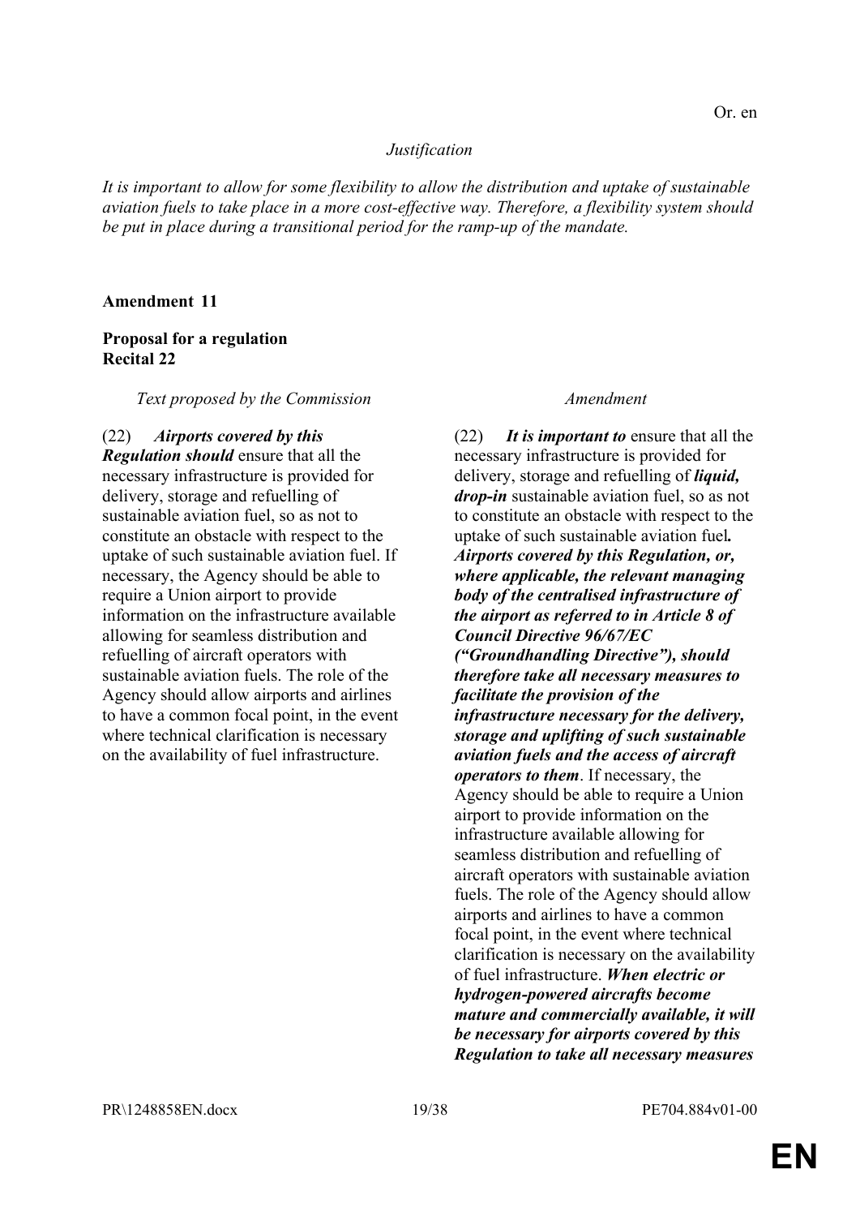Or. en

*Justification*

*It is important to allow for some flexibility to allow the distribution and uptake of sustainable aviation fuels to take place in a more cost-effective way. Therefore, a flexibility system should be put in place during a transitional period for the ramp-up of the mandate.*

**Amendment 11**

**Proposal for a regulation**
**Recital 22**

| *Text proposed by the Commission* | *Amendment* |
|---|---|
| (22) ***Airports covered by this Regulation should*** ensure that all the necessary infrastructure is provided for delivery, storage and refuelling of sustainable aviation fuel, so as not to constitute an obstacle with respect to the uptake of such sustainable aviation fuel. If necessary, the Agency should be able to require a Union airport to provide information on the infrastructure available allowing for seamless distribution and refuelling of aircraft operators with sustainable aviation fuels. The role of the Agency should allow airports and airlines to have a common focal point, in the event where technical clarification is necessary on the availability of fuel infrastructure. | (22) ***It is important to*** ensure that all the necessary infrastructure is provided for delivery, storage and refuelling of ***liquid, drop-in*** sustainable aviation fuel, so as not to constitute an obstacle with respect to the uptake of such sustainable aviation fuel***. Airports covered by this Regulation, or, where applicable, the relevant managing body of the centralised infrastructure of the airport as referred to in Article 8 of Council Directive 96/67/EC ("Groundhandling Directive"), should therefore take all necessary measures to facilitate the provision of the infrastructure necessary for the delivery, storage and uplifting of such sustainable aviation fuels and the access of aircraft operators to them***. If necessary, the Agency should be able to require a Union airport to provide information on the infrastructure available allowing for seamless distribution and refuelling of aircraft operators with sustainable aviation fuels. The role of the Agency should allow airports and airlines to have a common focal point, in the event where technical clarification is necessary on the availability of fuel infrastructure. ***When electric or hydrogen-powered aircrafts become mature and commercially available, it will be necessary for airports covered by this Regulation to take all necessary measures*** |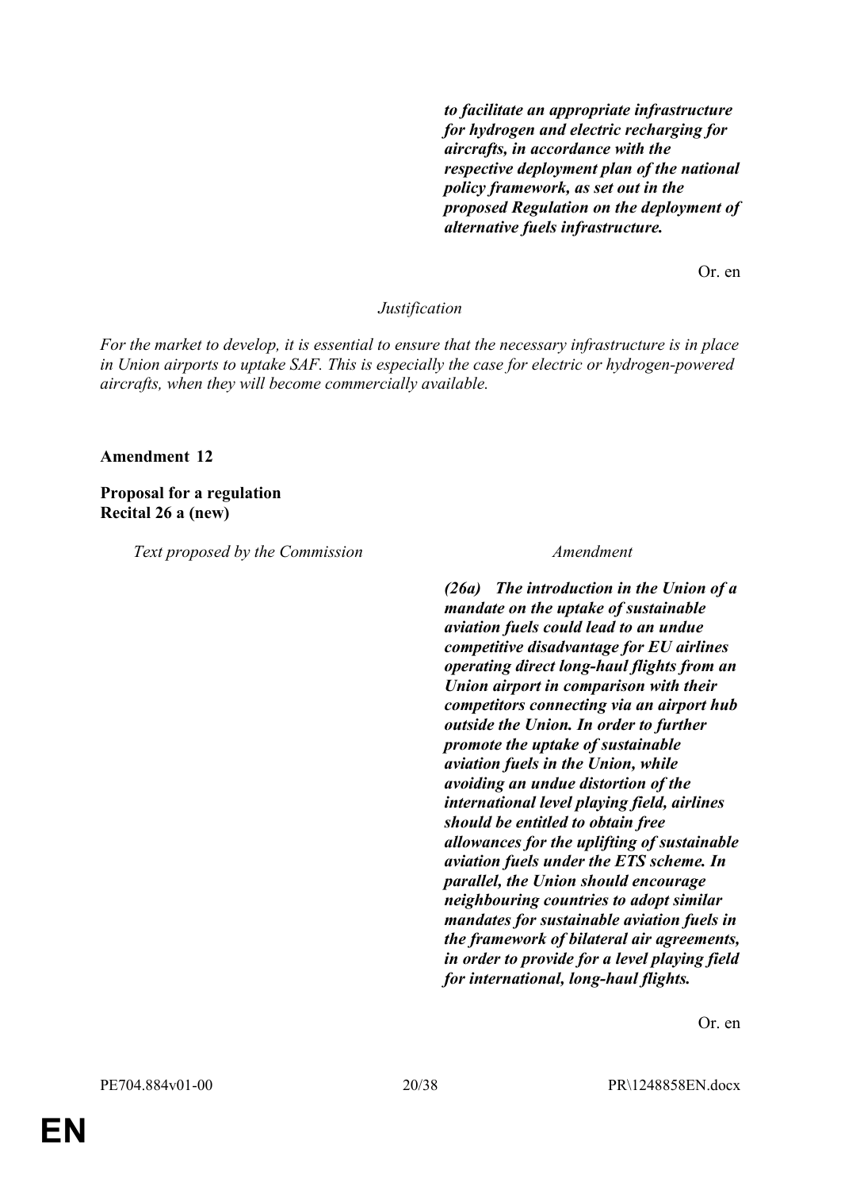***to facilitate an appropriate infrastructure for hydrogen and electric recharging for aircrafts, in accordance with the respective deployment plan of the national policy framework, as set out in the proposed Regulation on the deployment of alternative fuels infrastructure.***

Or. en

*Justification*

*For the market to develop, it is essential to ensure that the necessary infrastructure is in place in Union airports to uptake SAF. This is especially the case for electric or hydrogen-powered aircrafts, when they will become commercially available.*

**Amendment 12**

**Proposal for a regulation**
**Recital 26 a (new)**

| *Text proposed by the Commission* | *Amendment* |
|---|---|
| | ***(26a) The introduction in the Union of a mandate on the uptake of sustainable aviation fuels could lead to an undue competitive disadvantage for EU airlines operating direct long-haul flights from an Union airport in comparison with their competitors connecting via an airport hub outside the Union. In order to further promote the uptake of sustainable aviation fuels in the Union, while avoiding an undue distortion of the international level playing field, airlines should be entitled to obtain free allowances for the uplifting of sustainable aviation fuels under the ETS scheme. In parallel, the Union should encourage neighbouring countries to adopt similar mandates for sustainable aviation fuels in the framework of bilateral air agreements, in order to provide for a level playing field for international, long-haul flights.*** |

Or. en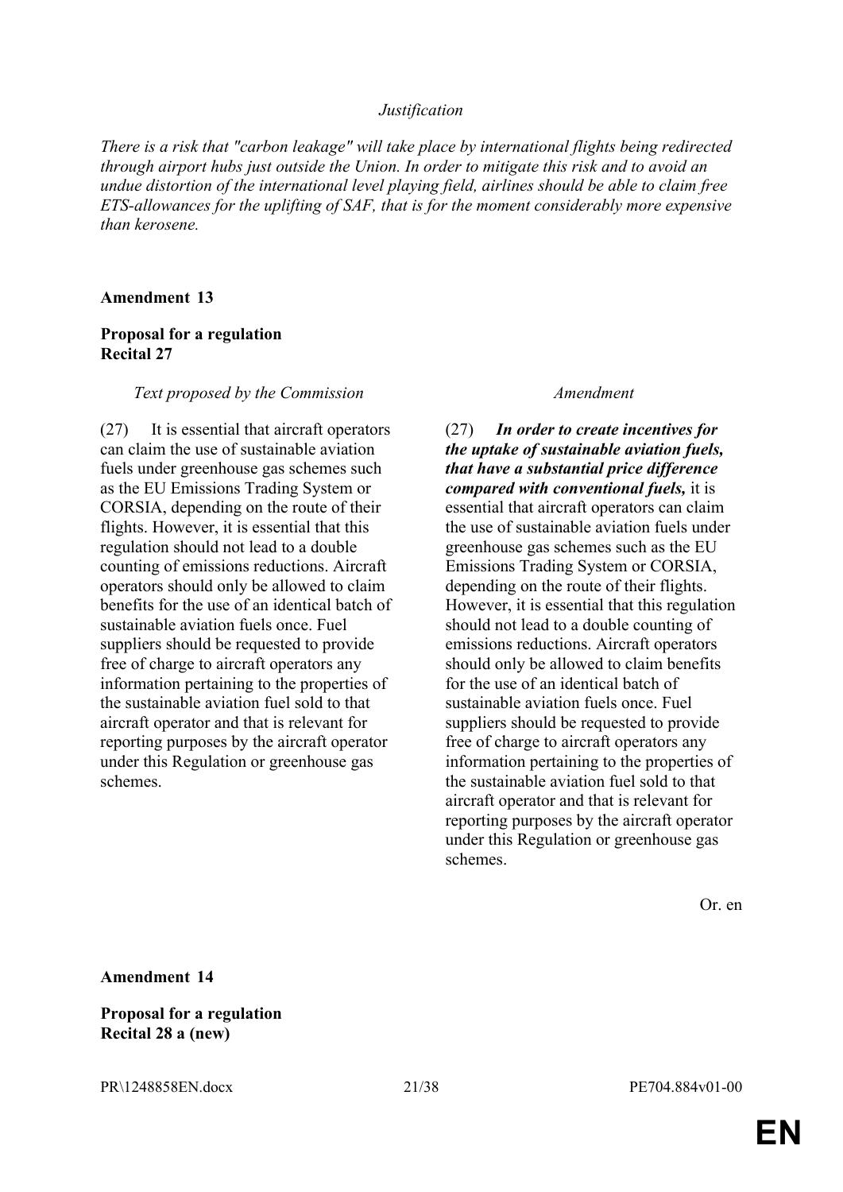*Justification*

*There is a risk that "carbon leakage" will take place by international flights being redirected through airport hubs just outside the Union. In order to mitigate this risk and to avoid an undue distortion of the international level playing field, airlines should be able to claim free ETS-allowances for the uplifting of SAF, that is for the moment considerably more expensive than kerosene.*

**Amendment 13**

**Proposal for a regulation**
**Recital 27**

| *Text proposed by the Commission* | *Amendment* |
|---|---|
| (27) It is essential that aircraft operators can claim the use of sustainable aviation fuels under greenhouse gas schemes such as the EU Emissions Trading System or CORSIA, depending on the route of their flights. However, it is essential that this regulation should not lead to a double counting of emissions reductions. Aircraft operators should only be allowed to claim benefits for the use of an identical batch of sustainable aviation fuels once. Fuel suppliers should be requested to provide free of charge to aircraft operators any information pertaining to the properties of the sustainable aviation fuel sold to that aircraft operator and that is relevant for reporting purposes by the aircraft operator under this Regulation or greenhouse gas schemes. | (27) ***In order to create incentives for the uptake of sustainable aviation fuels, that have a substantial price difference compared with conventional fuels,*** it is essential that aircraft operators can claim the use of sustainable aviation fuels under greenhouse gas schemes such as the EU Emissions Trading System or CORSIA, depending on the route of their flights. However, it is essential that this regulation should not lead to a double counting of emissions reductions. Aircraft operators should only be allowed to claim benefits for the use of an identical batch of sustainable aviation fuels once. Fuel suppliers should be requested to provide free of charge to aircraft operators any information pertaining to the properties of the sustainable aviation fuel sold to that aircraft operator and that is relevant for reporting purposes by the aircraft operator under this Regulation or greenhouse gas schemes. |

Or. en

**Amendment 14**

**Proposal for a regulation**
**Recital 28 a (new)**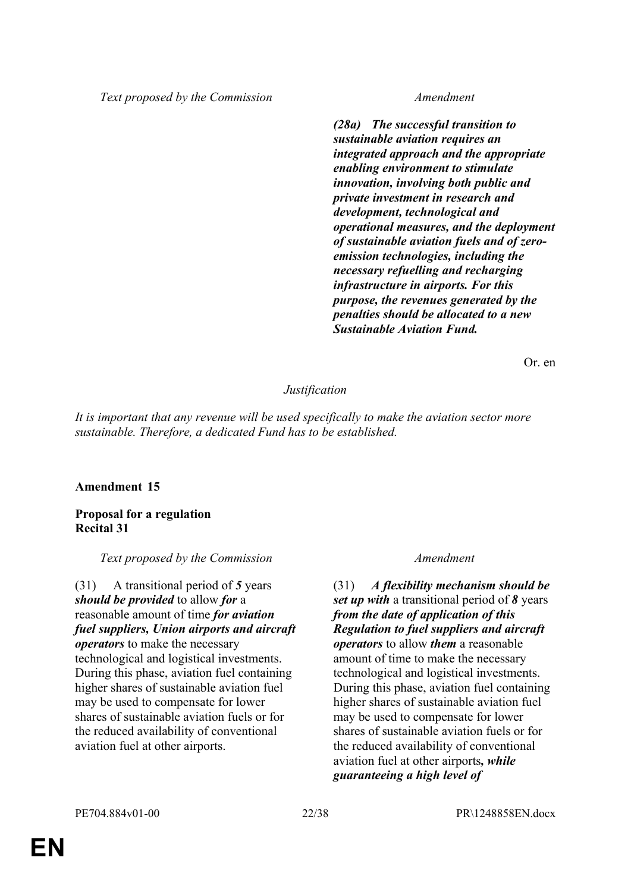| Text proposed by the Commission | Amendment |
|---|---|
| | ***(28a) The successful transition to sustainable aviation requires an integrated approach and the appropriate enabling environment to stimulate innovation, involving both public and private investment in research and development, technological and operational measures, and the deployment of sustainable aviation fuels and of zero-emission technologies, including the necessary refuelling and recharging infrastructure in airports. For this purpose, the revenues generated by the penalties should be allocated to a new Sustainable Aviation Fund.*** |

Or. en

*Justification*

*It is important that any revenue will be used specifically to make the aviation sector more sustainable. Therefore, a dedicated Fund has to be established.*

**Amendment 15**

**Proposal for a regulation**
**Recital 31**

| Text proposed by the Commission | Amendment |
|---|---|
| (31) A transitional period of ***5*** years ***should be provided*** to allow ***for*** a reasonable amount of time ***for aviation fuel suppliers, Union airports and aircraft operators*** to make the necessary technological and logistical investments. During this phase, aviation fuel containing higher shares of sustainable aviation fuel may be used to compensate for lower shares of sustainable aviation fuels or for the reduced availability of conventional aviation fuel at other airports. | (31) ***A flexibility mechanism should be set up with*** a transitional period of ***8*** years ***from the date of application of this Regulation to fuel suppliers and aircraft operators*** to allow ***them*** a reasonable amount of time to make the necessary technological and logistical investments. During this phase, aviation fuel containing higher shares of sustainable aviation fuel may be used to compensate for lower shares of sustainable aviation fuels or for the reduced availability of conventional aviation fuel at other airports***, while guaranteeing a high level of*** |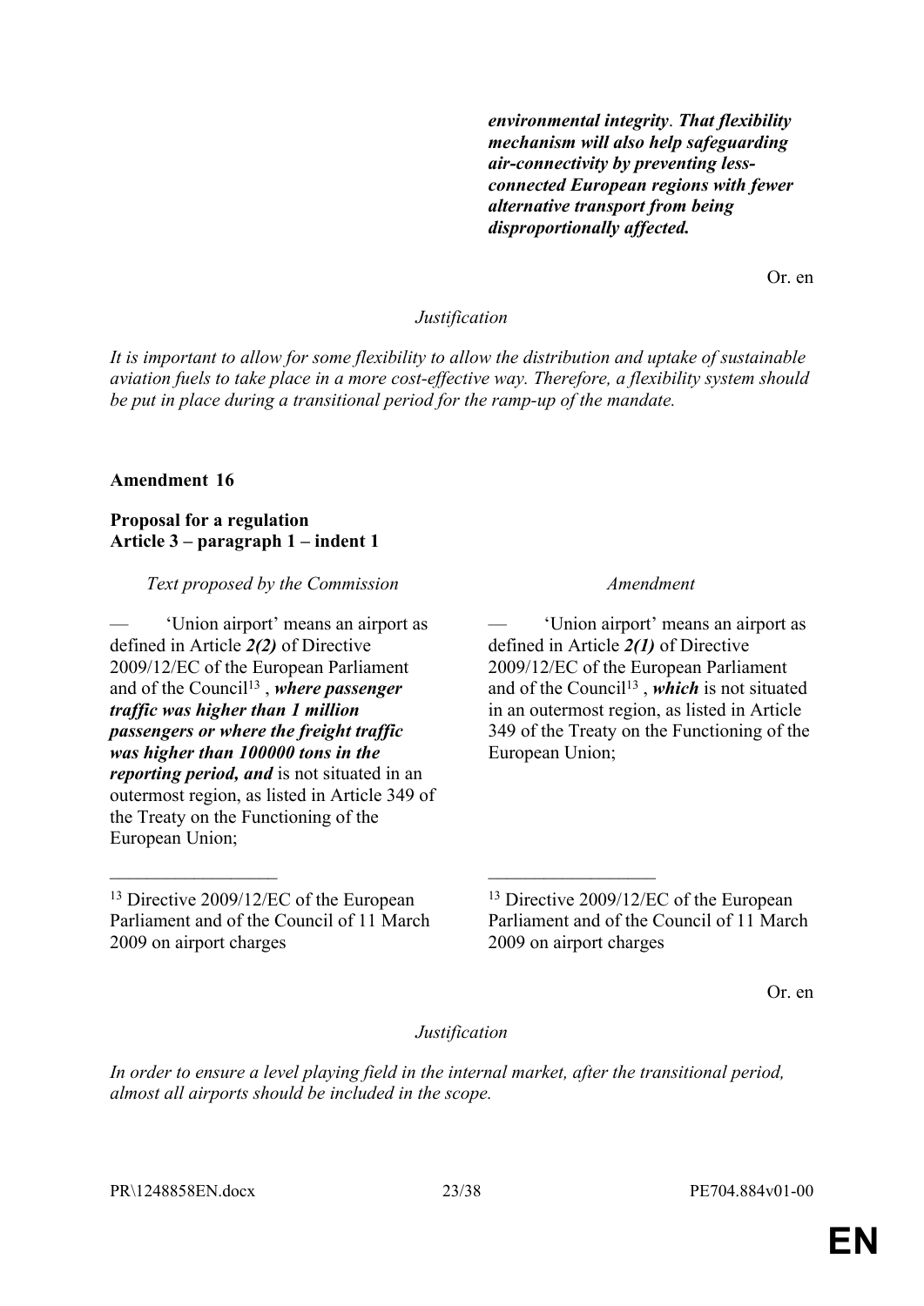| | |
|---|---|
| | ***environmental integrity*. *That flexibility mechanism will also help safeguarding air-connectivity by preventing less-connected European regions with fewer alternative transport from being disproportionally affected.*** |

Or. en

*Justification*

*It is important to allow for some flexibility to allow the distribution and uptake of sustainable aviation fuels to take place in a more cost-effective way. Therefore, a flexibility system should be put in place during a transitional period for the ramp-up of the mandate.*

**Amendment 16**

**Proposal for a regulation**
**Article 3 – paragraph 1 – indent 1**

| *Text proposed by the Commission* | *Amendment* |
|---|---|
| — 'Union airport' means an airport as defined in Article ***2(2)*** of Directive 2009/12/EC of the European Parliament and of the Council[13] , ***where passenger traffic was higher than 1 million passengers or where the freight traffic was higher than 100000 tons in the reporting period, and*** is not situated in an outermost region, as listed in Article 349 of the Treaty on the Functioning of the European Union; | — 'Union airport' means an airport as defined in Article ***2(1)*** of Directive 2009/12/EC of the European Parliament and of the Council[13] , ***which*** is not situated in an outermost region, as listed in Article 349 of the Treaty on the Functioning of the European Union; |
| [13] Directive 2009/12/EC of the European Parliament and of the Council of 11 March 2009 on airport charges | [13] Directive 2009/12/EC of the European Parliament and of the Council of 11 March 2009 on airport charges |

Or. en

*Justification*

*In order to ensure a level playing field in the internal market, after the transitional period, almost all airports should be included in the scope.*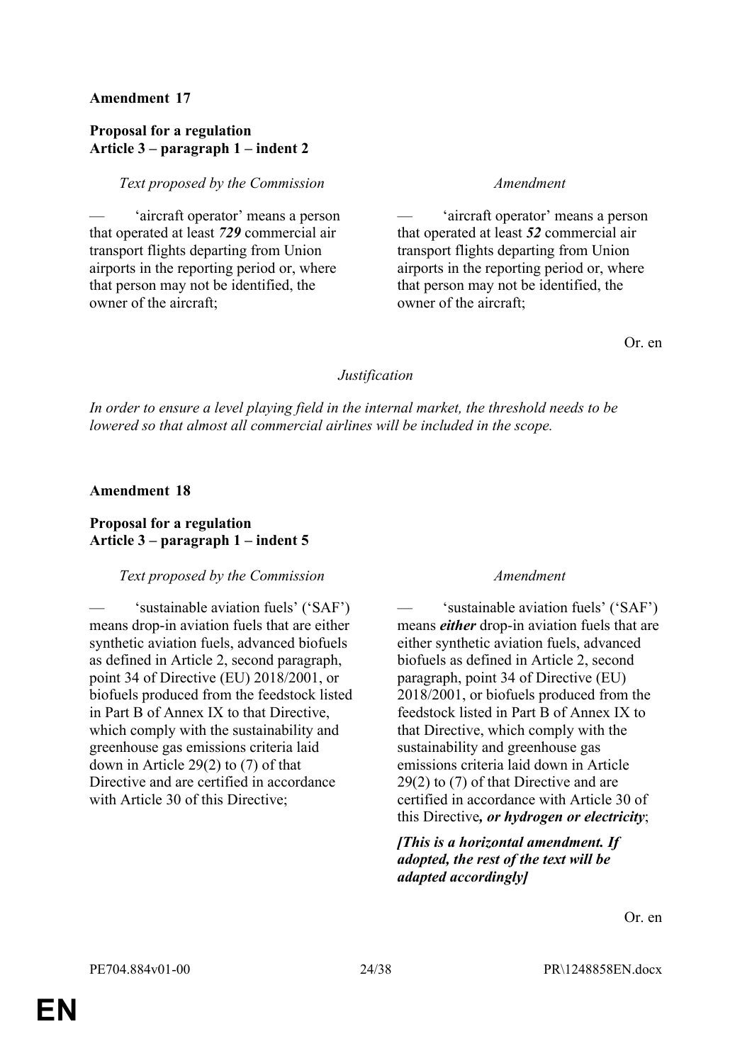**Amendment 17**

**Proposal for a regulation**
**Article 3 – paragraph 1 – indent 2**

| *Text proposed by the Commission* | *Amendment* |
|---|---|
| — 'aircraft operator' means a person that operated at least ***729*** commercial air transport flights departing from Union airports in the reporting period or, where that person may not be identified, the owner of the aircraft; | — 'aircraft operator' means a person that operated at least ***52*** commercial air transport flights departing from Union airports in the reporting period or, where that person may not be identified, the owner of the aircraft; |

Or. en

*Justification*

*In order to ensure a level playing field in the internal market, the threshold needs to be lowered so that almost all commercial airlines will be included in the scope.*

**Amendment 18**

**Proposal for a regulation**
**Article 3 – paragraph 1 – indent 5**

| *Text proposed by the Commission* | *Amendment* |
|---|---|
| — 'sustainable aviation fuels' ('SAF') means drop-in aviation fuels that are either synthetic aviation fuels, advanced biofuels as defined in Article 2, second paragraph, point 34 of Directive (EU) 2018/2001, or biofuels produced from the feedstock listed in Part B of Annex IX to that Directive, which comply with the sustainability and greenhouse gas emissions criteria laid down in Article 29(2) to (7) of that Directive and are certified in accordance with Article 30 of this Directive; | — 'sustainable aviation fuels' ('SAF') means ***either*** drop-in aviation fuels that are either synthetic aviation fuels, advanced biofuels as defined in Article 2, second paragraph, point 34 of Directive (EU) 2018/2001, or biofuels produced from the feedstock listed in Part B of Annex IX to that Directive, which comply with the sustainability and greenhouse gas emissions criteria laid down in Article 29(2) to (7) of that Directive and are certified in accordance with Article 30 of this Directive***, or hydrogen or electricity***; <br><br> ***[This is a horizontal amendment. If adopted, the rest of the text will be adapted accordingly]*** |

Or. en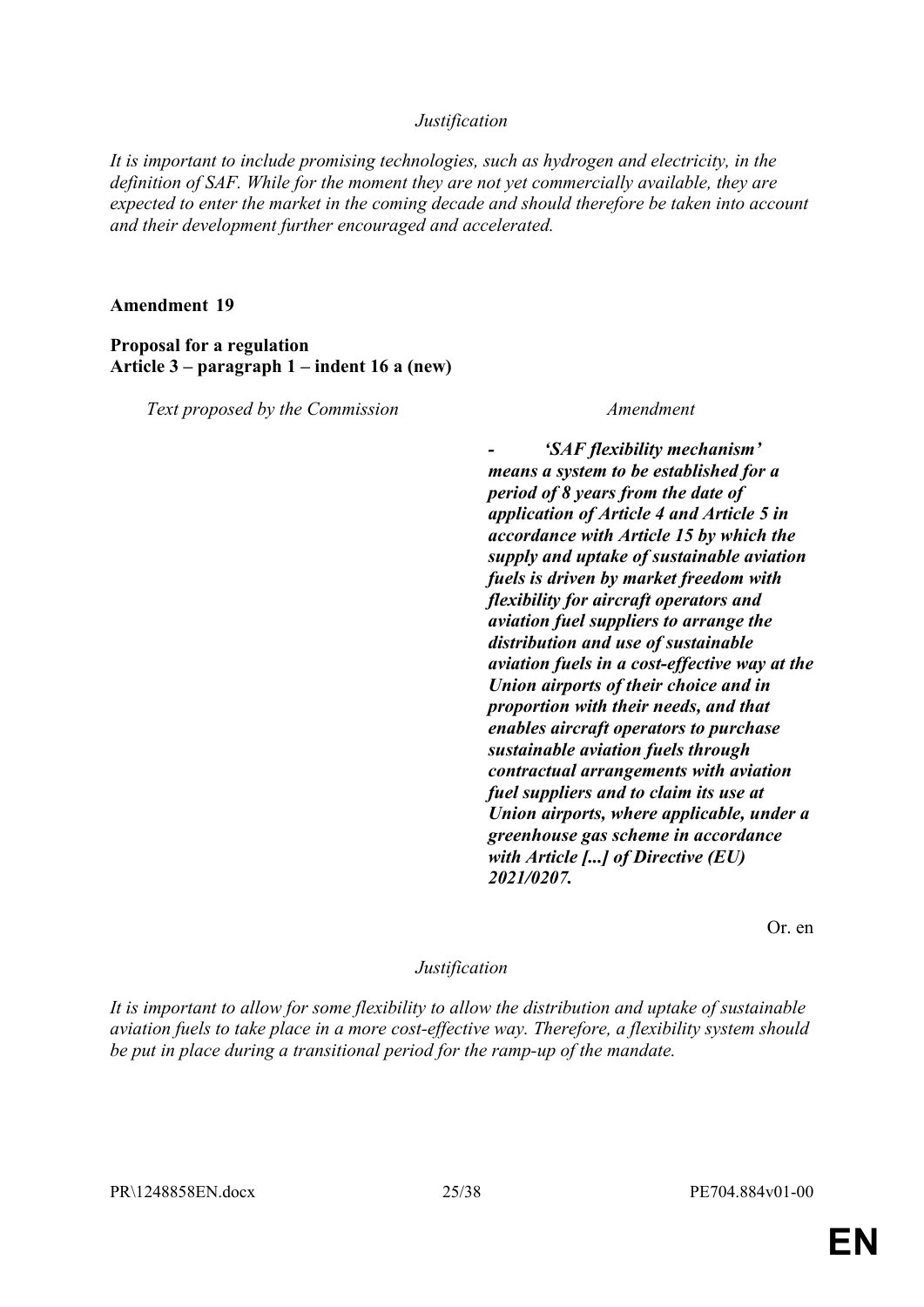*Justification*

*It is important to include promising technologies, such as hydrogen and electricity, in the definition of SAF. While for the moment they are not yet commercially available, they are expected to enter the market in the coming decade and should therefore be taken into account and their development further encouraged and accelerated.*

**Amendment 19**

**Proposal for a regulation**
**Article 3 – paragraph 1 – indent 16 a (new)**

| *Text proposed by the Commission* | *Amendment* |
| --- | --- |
| | ***- 'SAF flexibility mechanism' means a system to be established for a period of 8 years from the date of application of Article 4 and Article 5 in accordance with Article 15 by which the supply and uptake of sustainable aviation fuels is driven by market freedom with flexibility for aircraft operators and aviation fuel suppliers to arrange the distribution and use of sustainable aviation fuels in a cost-effective way at the Union airports of their choice and in proportion with their needs, and that enables aircraft operators to purchase sustainable aviation fuels through contractual arrangements with aviation fuel suppliers and to claim its use at Union airports, where applicable, under a greenhouse gas scheme in accordance with Article [...] of Directive (EU) 2021/0207.*** |

Or. en

*Justification*

*It is important to allow for some flexibility to allow the distribution and uptake of sustainable aviation fuels to take place in a more cost-effective way. Therefore, a flexibility system should be put in place during a transitional period for the ramp-up of the mandate.*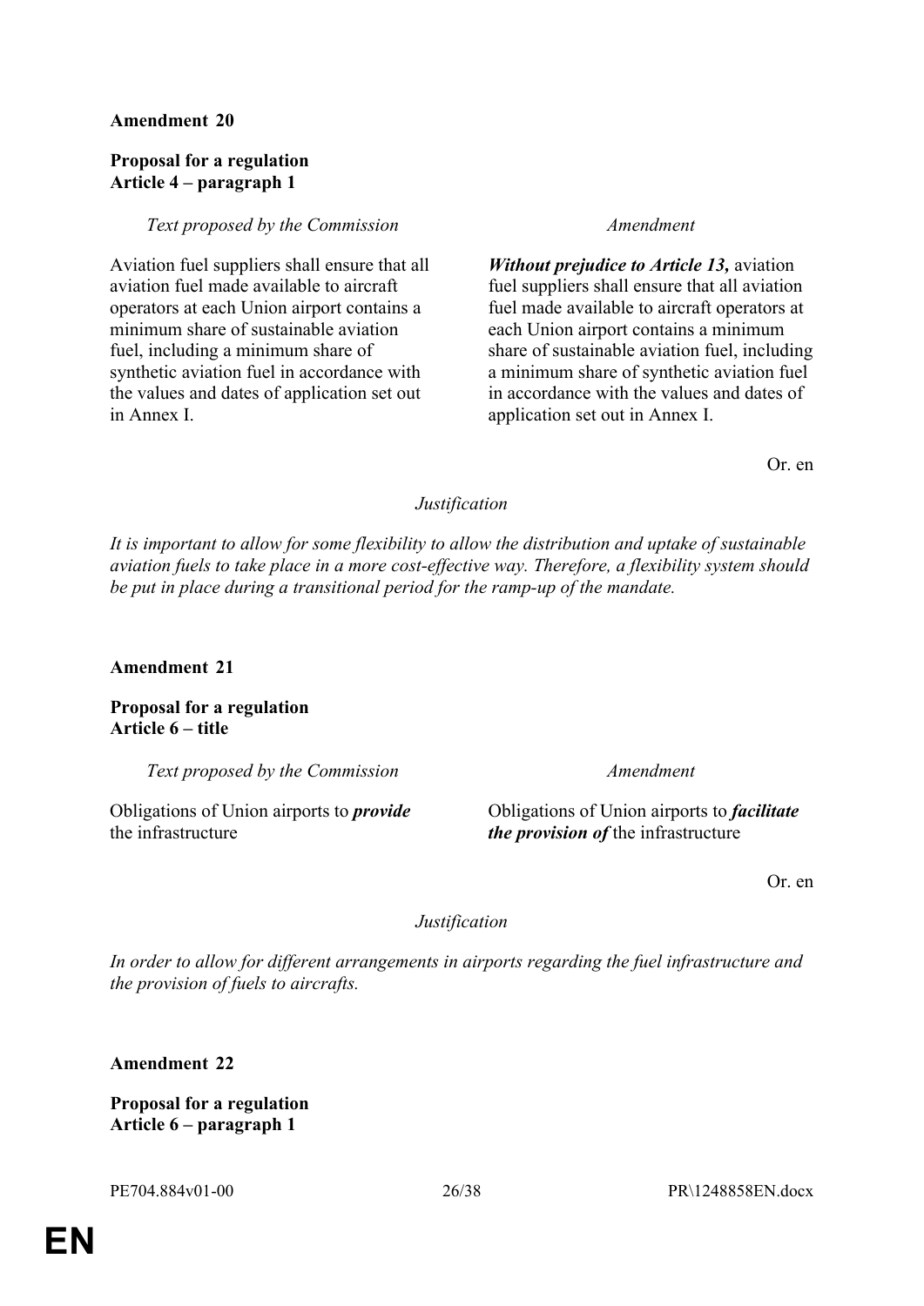**Amendment 20**

**Proposal for a regulation**
**Article 4 – paragraph 1**

| *Text proposed by the Commission* | *Amendment* |
|---|---|
| Aviation fuel suppliers shall ensure that all aviation fuel made available to aircraft operators at each Union airport contains a minimum share of sustainable aviation fuel, including a minimum share of synthetic aviation fuel in accordance with the values and dates of application set out in Annex I. | ***Without prejudice to Article 13,*** aviation fuel suppliers shall ensure that all aviation fuel made available to aircraft operators at each Union airport contains a minimum share of sustainable aviation fuel, including a minimum share of synthetic aviation fuel in accordance with the values and dates of application set out in Annex I. |

Or. en

*Justification*

*It is important to allow for some flexibility to allow the distribution and uptake of sustainable aviation fuels to take place in a more cost-effective way. Therefore, a flexibility system should be put in place during a transitional period for the ramp-up of the mandate.*

**Amendment 21**

**Proposal for a regulation**
**Article 6 – title**

| *Text proposed by the Commission* | *Amendment* |
|---|---|
| Obligations of Union airports to ***provide*** the infrastructure | Obligations of Union airports to ***facilitate the provision of*** the infrastructure |

Or. en

*Justification*

*In order to allow for different arrangements in airports regarding the fuel infrastructure and the provision of fuels to aircrafts.*

**Amendment 22**

**Proposal for a regulation**
**Article 6 – paragraph 1**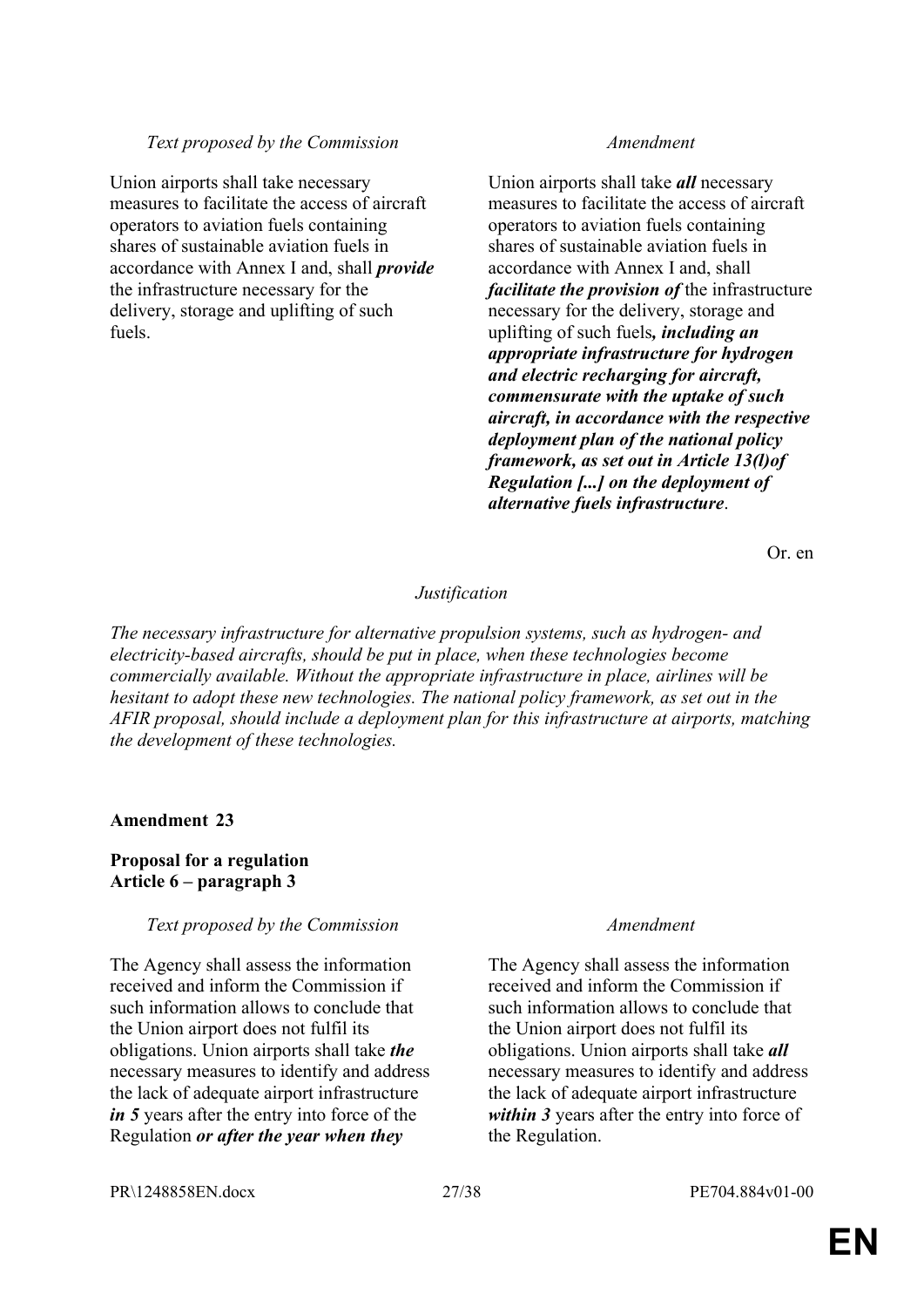| *Text proposed by the Commission* | *Amendment* |
|---|---|
| Union airports shall take necessary measures to facilitate the access of aircraft operators to aviation fuels containing shares of sustainable aviation fuels in accordance with Annex I and, shall ***provide*** the infrastructure necessary for the delivery, storage and uplifting of such fuels. | Union airports shall take ***all*** necessary measures to facilitate the access of aircraft operators to aviation fuels containing shares of sustainable aviation fuels in accordance with Annex I and, shall ***facilitate the provision of*** the infrastructure necessary for the delivery, storage and uplifting of such fuels***, including an appropriate infrastructure for hydrogen and electric recharging for aircraft, commensurate with the uptake of such aircraft, in accordance with the respective deployment plan of the national policy framework, as set out in Article 13(l)of Regulation [...] on the deployment of alternative fuels infrastructure***. |

Or. en

*Justification*

*The necessary infrastructure for alternative propulsion systems, such as hydrogen- and electricity-based aircrafts, should be put in place, when these technologies become commercially available. Without the appropriate infrastructure in place, airlines will be hesitant to adopt these new technologies. The national policy framework, as set out in the AFIR proposal, should include a deployment plan for this infrastructure at airports, matching the development of these technologies.*

**Amendment 23**

**Proposal for a regulation**
**Article 6 – paragraph 3**

| *Text proposed by the Commission* | *Amendment* |
|---|---|
| The Agency shall assess the information received and inform the Commission if such information allows to conclude that the Union airport does not fulfil its obligations. Union airports shall take ***the*** necessary measures to identify and address the lack of adequate airport infrastructure ***in 5*** years after the entry into force of the Regulation ***or after the year when they*** | The Agency shall assess the information received and inform the Commission if such information allows to conclude that the Union airport does not fulfil its obligations. Union airports shall take ***all*** necessary measures to identify and address the lack of adequate airport infrastructure ***within 3*** years after the entry into force of the Regulation. |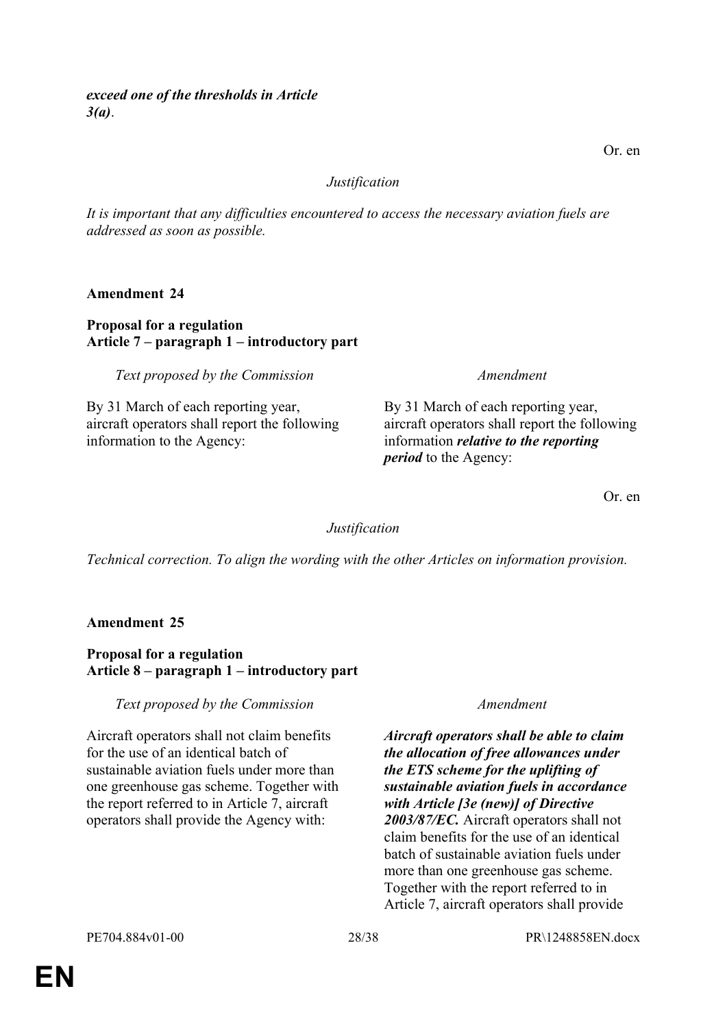***exceed one of the thresholds in Article 3(a)***.

Or. en

*Justification*

*It is important that any difficulties encountered to access the necessary aviation fuels are addressed as soon as possible.*

**Amendment 24**

**Proposal for a regulation**
**Article 7 – paragraph 1 – introductory part**

| *Text proposed by the Commission* | *Amendment* |
|---|---|
| By 31 March of each reporting year, aircraft operators shall report the following information to the Agency: | By 31 March of each reporting year, aircraft operators shall report the following information ***relative to the reporting period*** to the Agency: |

Or. en

*Justification*

*Technical correction. To align the wording with the other Articles on information provision.*

**Amendment 25**

**Proposal for a regulation**
**Article 8 – paragraph 1 – introductory part**

| *Text proposed by the Commission* | *Amendment* |
|---|---|
| Aircraft operators shall not claim benefits for the use of an identical batch of sustainable aviation fuels under more than one greenhouse gas scheme. Together with the report referred to in Article 7, aircraft operators shall provide the Agency with: | ***Aircraft operators shall be able to claim the allocation of free allowances under the ETS scheme for the uplifting of sustainable aviation fuels in accordance with Article [3e (new)] of Directive 2003/87/EC.*** Aircraft operators shall not claim benefits for the use of an identical batch of sustainable aviation fuels under more than one greenhouse gas scheme. Together with the report referred to in Article 7, aircraft operators shall provide |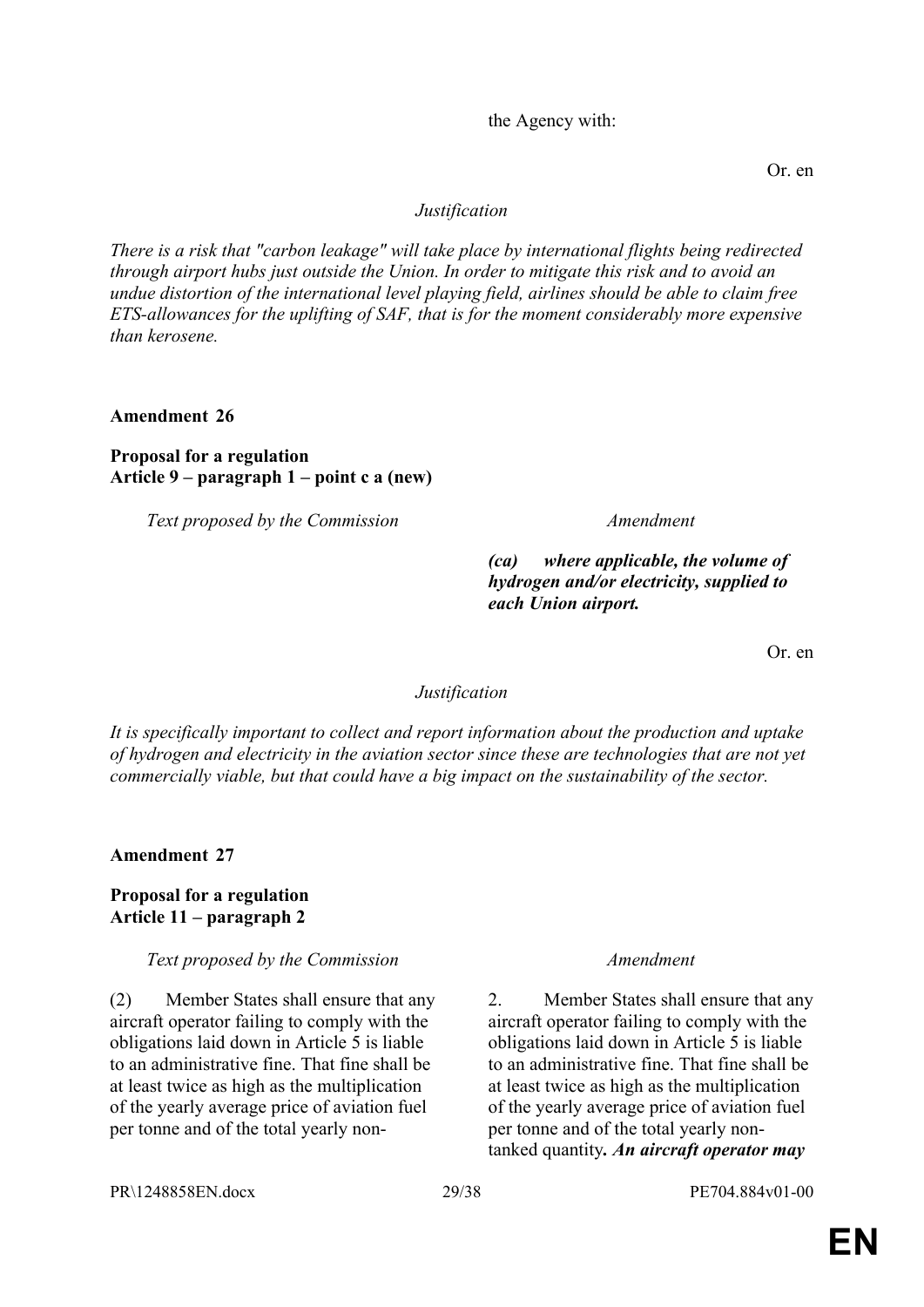| | the Agency with: |
|---|---|

Or. en

*Justification*

*There is a risk that "carbon leakage" will take place by international flights being redirected through airport hubs just outside the Union. In order to mitigate this risk and to avoid an undue distortion of the international level playing field, airlines should be able to claim free ETS-allowances for the uplifting of SAF, that is for the moment considerably more expensive than kerosene.*

**Amendment 26**

**Proposal for a regulation**
**Article 9 – paragraph 1 – point c a (new)**

| *Text proposed by the Commission* | *Amendment* |
|---|---|
| | ***(ca) where applicable, the volume of hydrogen and/or electricity, supplied to each Union airport.*** |

Or. en

*Justification*

*It is specifically important to collect and report information about the production and uptake of hydrogen and electricity in the aviation sector since these are technologies that are not yet commercially viable, but that could have a big impact on the sustainability of the sector.*

**Amendment 27**

**Proposal for a regulation**
**Article 11 – paragraph 2**

| *Text proposed by the Commission* | *Amendment* |
|---|---|
| (2) Member States shall ensure that any aircraft operator failing to comply with the obligations laid down in Article 5 is liable to an administrative fine. That fine shall be at least twice as high as the multiplication of the yearly average price of aviation fuel per tonne and of the total yearly non- | 2. Member States shall ensure that any aircraft operator failing to comply with the obligations laid down in Article 5 is liable to an administrative fine. That fine shall be at least twice as high as the multiplication of the yearly average price of aviation fuel per tonne and of the total yearly non-tanked quantity***. An aircraft operator may*** |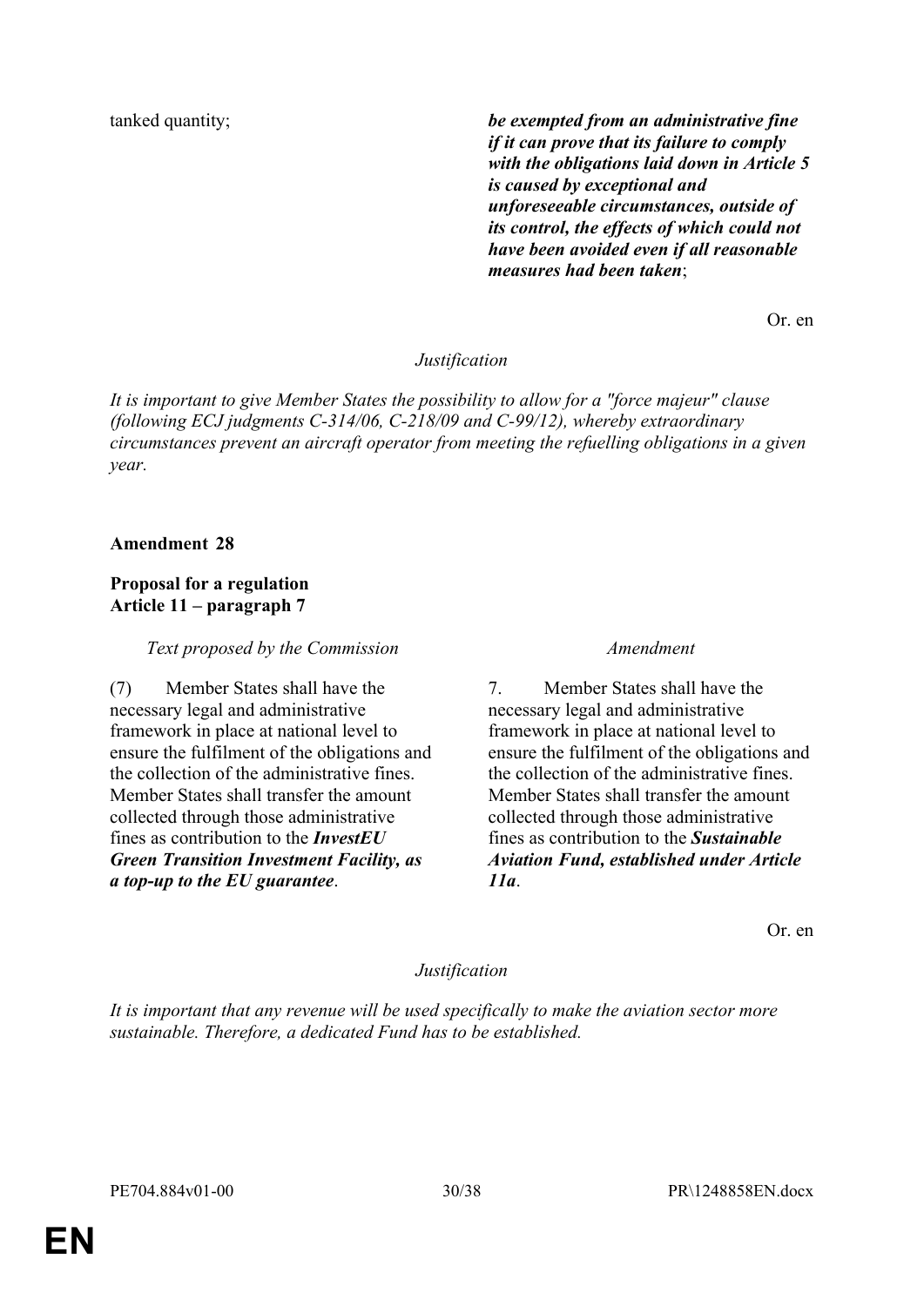| | |
|---|---|
| tanked quantity; | ***be exempted from an administrative fine if it can prove that its failure to comply with the obligations laid down in Article 5 is caused by exceptional and unforeseeable circumstances, outside of its control, the effects of which could not have been avoided even if all reasonable measures had been taken***; |

Or. en

*Justification*

*It is important to give Member States the possibility to allow for a "force majeur" clause (following ECJ judgments C-314/06, C-218/09 and C-99/12), whereby extraordinary circumstances prevent an aircraft operator from meeting the refuelling obligations in a given year.*

**Amendment 28**

**Proposal for a regulation**
**Article 11 – paragraph 7**

| *Text proposed by the Commission* | *Amendment* |
|---|---|
| (7) Member States shall have the necessary legal and administrative framework in place at national level to ensure the fulfilment of the obligations and the collection of the administrative fines. Member States shall transfer the amount collected through those administrative fines as contribution to the ***InvestEU Green Transition Investment Facility, as a top-up to the EU guarantee***. | 7. Member States shall have the necessary legal and administrative framework in place at national level to ensure the fulfilment of the obligations and the collection of the administrative fines. Member States shall transfer the amount collected through those administrative fines as contribution to the ***Sustainable Aviation Fund, established under Article 11a***. |

Or. en

*Justification*

*It is important that any revenue will be used specifically to make the aviation sector more sustainable. Therefore, a dedicated Fund has to be established.*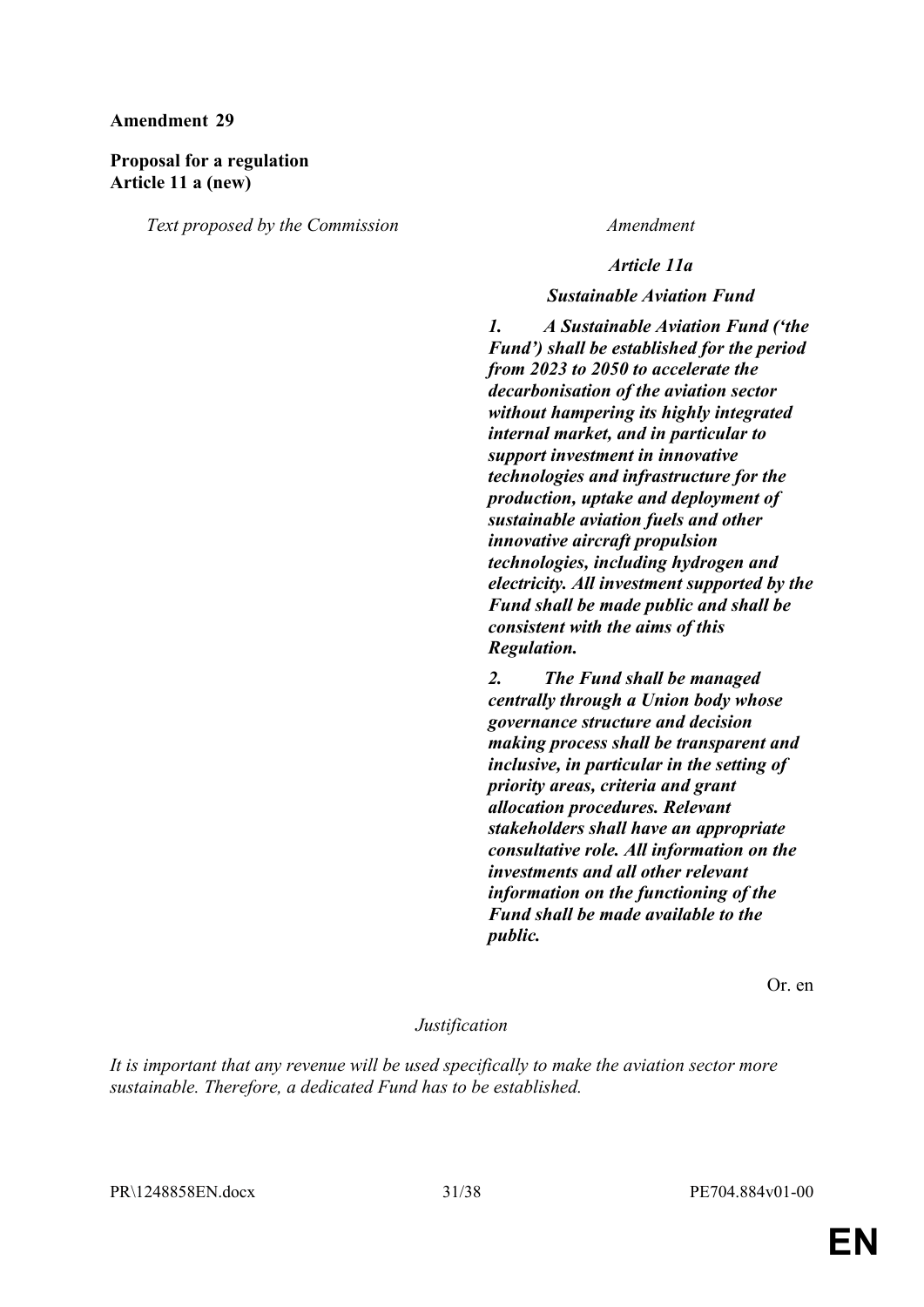**Amendment 29**

**Proposal for a regulation**
**Article 11 a (new)**

| *Text proposed by the Commission* | *Amendment* |
|---|---|
| | ***Article 11a*** |
| | ***Sustainable Aviation Fund*** |
| | ***1. A Sustainable Aviation Fund ('the Fund') shall be established for the period from 2023 to 2050 to accelerate the decarbonisation of the aviation sector without hampering its highly integrated internal market, and in particular to support investment in innovative technologies and infrastructure for the production, uptake and deployment of sustainable aviation fuels and other innovative aircraft propulsion technologies, including hydrogen and electricity. All investment supported by the Fund shall be made public and shall be consistent with the aims of this Regulation.*** |
| | ***2. The Fund shall be managed centrally through a Union body whose governance structure and decision making process shall be transparent and inclusive, in particular in the setting of priority areas, criteria and grant allocation procedures. Relevant stakeholders shall have an appropriate consultative role. All information on the investments and all other relevant information on the functioning of the Fund shall be made available to the public.*** |

Or. en

*Justification*

*It is important that any revenue will be used specifically to make the aviation sector more sustainable. Therefore, a dedicated Fund has to be established.*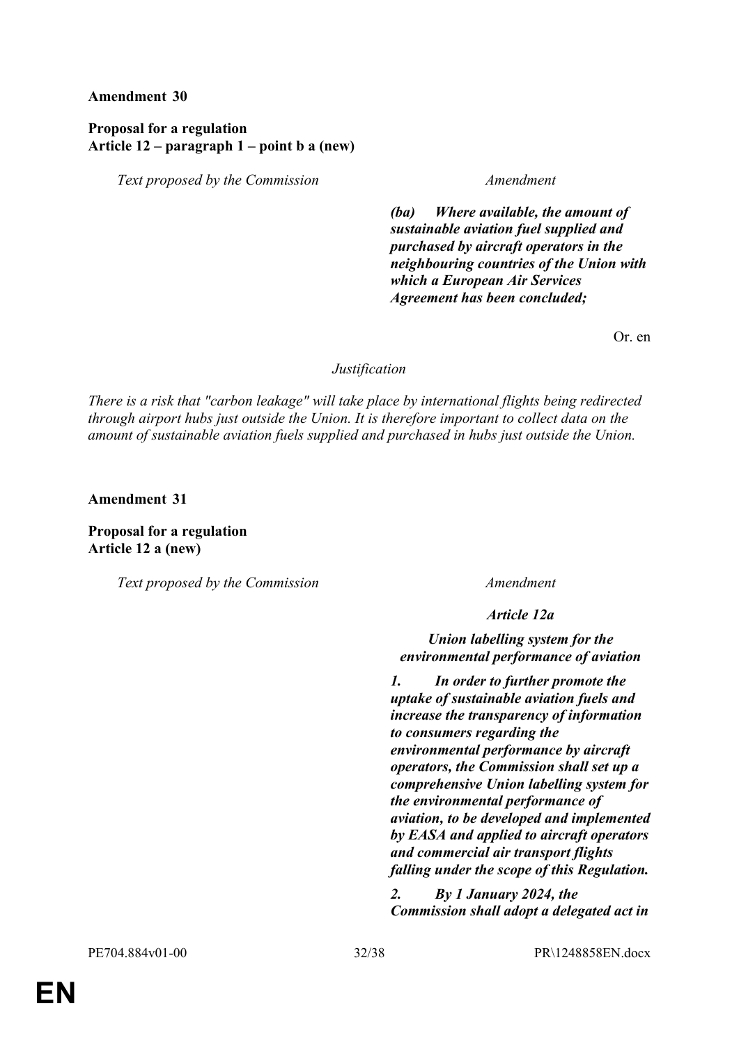**Amendment 30**

**Proposal for a regulation**
**Article 12 – paragraph 1 – point b a (new)**

| *Text proposed by the Commission* | *Amendment* |
|---|---|
| | ***(ba) Where available, the amount of sustainable aviation fuel supplied and purchased by aircraft operators in the neighbouring countries of the Union with which a European Air Services Agreement has been concluded;*** |

Or. en

*Justification*

*There is a risk that "carbon leakage" will take place by international flights being redirected through airport hubs just outside the Union. It is therefore important to collect data on the amount of sustainable aviation fuels supplied and purchased in hubs just outside the Union.*

**Amendment 31**

**Proposal for a regulation**
**Article 12 a (new)**

| *Text proposed by the Commission* | *Amendment* |
|---|---|
| | ***Article 12a*** |
| | ***Union labelling system for the environmental performance of aviation*** |
| | ***1. In order to further promote the uptake of sustainable aviation fuels and increase the transparency of information to consumers regarding the environmental performance by aircraft operators, the Commission shall set up a comprehensive Union labelling system for the environmental performance of aviation, to be developed and implemented by EASA and applied to aircraft operators and commercial air transport flights falling under the scope of this Regulation.*** |
| | ***2. By 1 January 2024, the Commission shall adopt a delegated act in*** |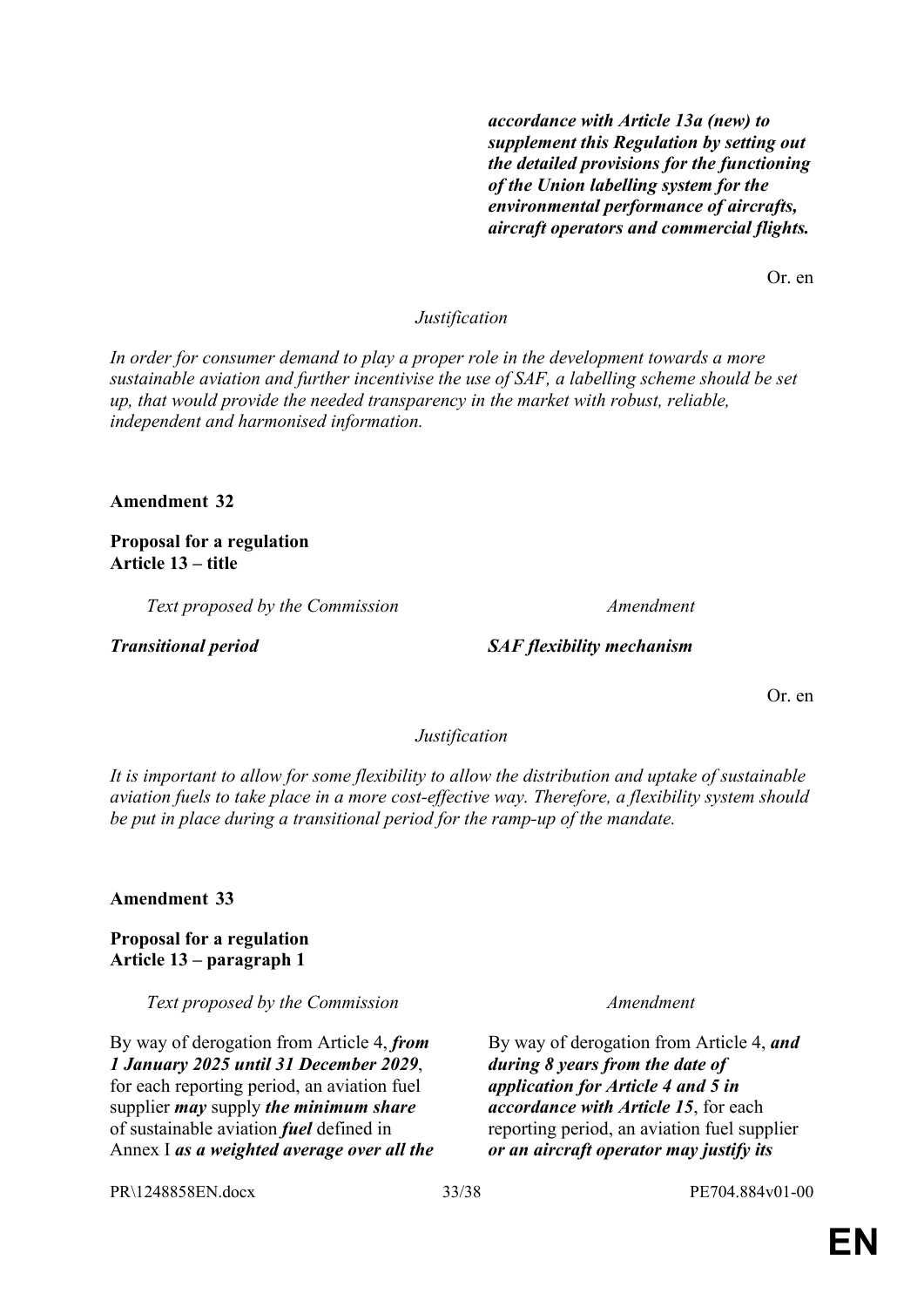| | |
|---|---|
| | ***accordance with Article 13a (new) to supplement this Regulation by setting out the detailed provisions for the functioning of the Union labelling system for the environmental performance of aircrafts, aircraft operators and commercial flights.*** |

Or. en

*Justification*

*In order for consumer demand to play a proper role in the development towards a more sustainable aviation and further incentivise the use of SAF, a labelling scheme should be set up, that would provide the needed transparency in the market with robust, reliable, independent and harmonised information.*

**Amendment 32**

**Proposal for a regulation**
**Article 13 – title**

| *Text proposed by the Commission* | *Amendment* |
|---|---|
| ***Transitional period*** | ***SAF flexibility mechanism*** |

Or. en

*Justification*

*It is important to allow for some flexibility to allow the distribution and uptake of sustainable aviation fuels to take place in a more cost-effective way. Therefore, a flexibility system should be put in place during a transitional period for the ramp-up of the mandate.*

**Amendment 33**

**Proposal for a regulation**
**Article 13 – paragraph 1**

| *Text proposed by the Commission* | *Amendment* |
|---|---|
| By way of derogation from Article 4, ***from 1 January 2025 until 31 December 2029***, for each reporting period, an aviation fuel supplier ***may*** supply ***the minimum share*** of sustainable aviation ***fuel*** defined in Annex I ***as a weighted average over all the*** | By way of derogation from Article 4, ***and during 8 years from the date of application for Article 4 and 5 in accordance with Article 15***, for each reporting period, an aviation fuel supplier ***or an aircraft operator may justify its*** |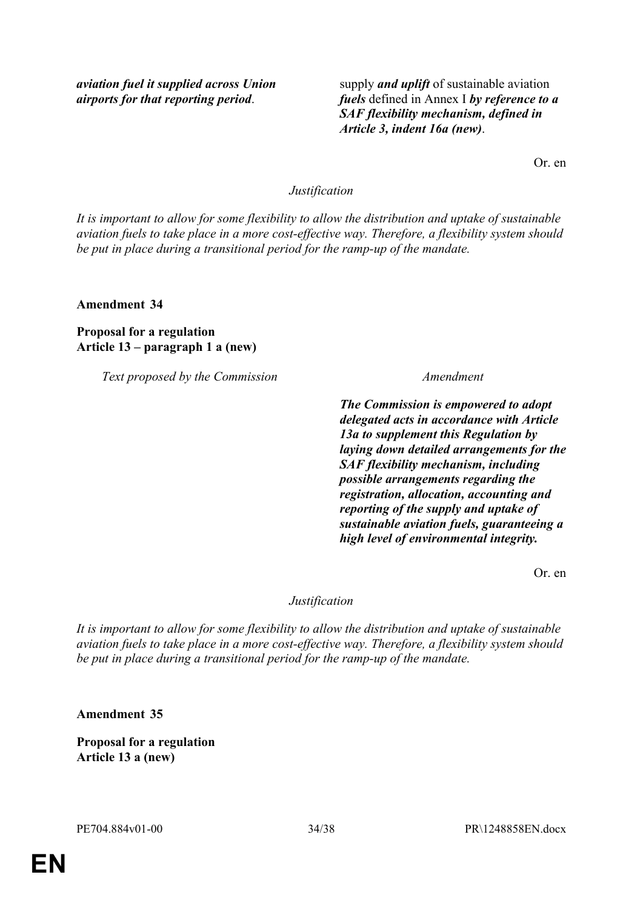| | |
|---|---|
| ***aviation fuel it supplied across Union airports for that reporting period***. | supply ***and uplift*** of sustainable aviation ***fuels*** defined in Annex I ***by reference to a SAF flexibility mechanism, defined in Article 3, indent 16a (new)***. |

Or. en

*Justification*

*It is important to allow for some flexibility to allow the distribution and uptake of sustainable aviation fuels to take place in a more cost-effective way. Therefore, a flexibility system should be put in place during a transitional period for the ramp-up of the mandate.*

**Amendment 34**

**Proposal for a regulation**
**Article 13 – paragraph 1 a (new)**

| *Text proposed by the Commission* | *Amendment* |
|---|---|
| | ***The Commission is empowered to adopt delegated acts in accordance with Article 13a to supplement this Regulation by laying down detailed arrangements for the SAF flexibility mechanism, including possible arrangements regarding the registration, allocation, accounting and reporting of the supply and uptake of sustainable aviation fuels, guaranteeing a high level of environmental integrity.*** |

Or. en

*Justification*

*It is important to allow for some flexibility to allow the distribution and uptake of sustainable aviation fuels to take place in a more cost-effective way. Therefore, a flexibility system should be put in place during a transitional period for the ramp-up of the mandate.*

**Amendment 35**

**Proposal for a regulation**
**Article 13 a (new)**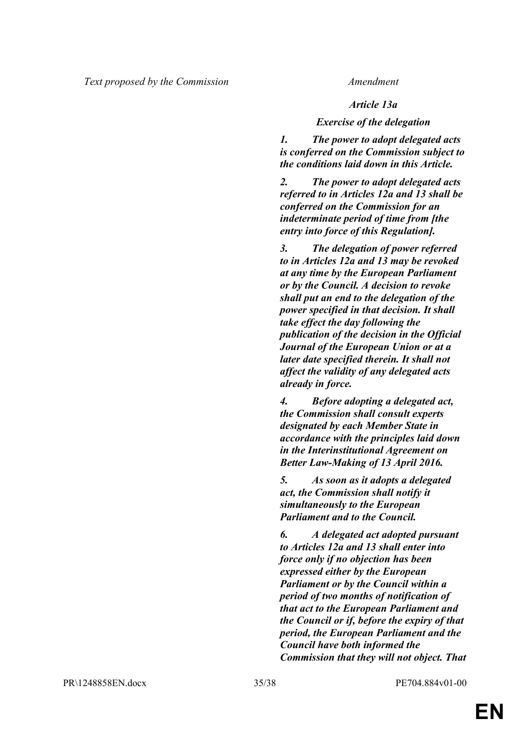| *Text proposed by the Commission* | *Amendment* |
|---|---|
| | ***Article 13a*** |
| | ***Exercise of the delegation*** |
| | ***1. The power to adopt delegated acts is conferred on the Commission subject to the conditions laid down in this Article.*** |
| | ***2. The power to adopt delegated acts referred to in Articles 12a and 13 shall be conferred on the Commission for an indeterminate period of time from [the entry into force of this Regulation].*** |
| | ***3. The delegation of power referred to in Articles 12a and 13 may be revoked at any time by the European Parliament or by the Council. A decision to revoke shall put an end to the delegation of the power specified in that decision. It shall take effect the day following the publication of the decision in the Official Journal of the European Union or at a later date specified therein. It shall not affect the validity of any delegated acts already in force.*** |
| | ***4. Before adopting a delegated act, the Commission shall consult experts designated by each Member State in accordance with the principles laid down in the Interinstitutional Agreement on Better Law-Making of 13 April 2016.*** |
| | ***5. As soon as it adopts a delegated act, the Commission shall notify it simultaneously to the European Parliament and to the Council.*** |
| | ***6. A delegated act adopted pursuant to Articles 12a and 13 shall enter into force only if no objection has been expressed either by the European Parliament or by the Council within a period of two months of notification of that act to the European Parliament and the Council or if, before the expiry of that period, the European Parliament and the Council have both informed the Commission that they will not object. That*** |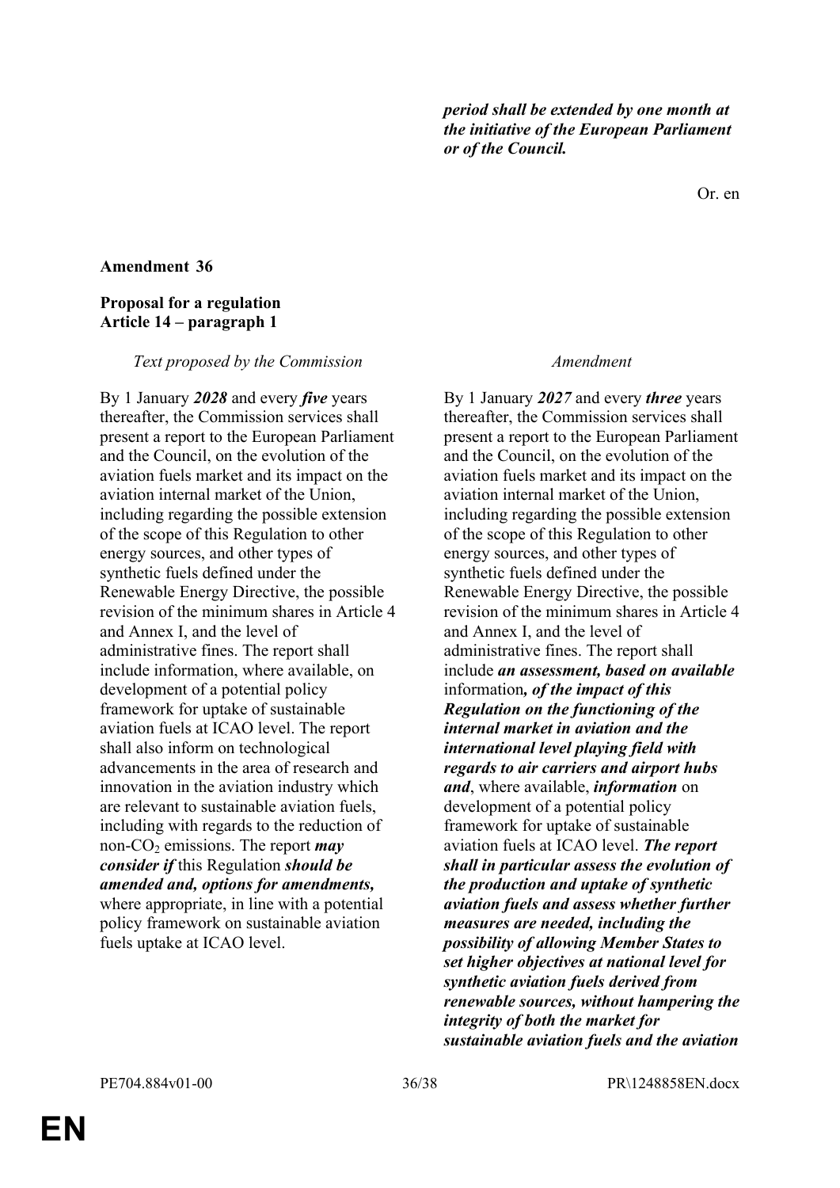***period shall be extended by one month at the initiative of the European Parliament or of the Council.***

Or. en

**Amendment 36**

**Proposal for a regulation**
**Article 14 – paragraph 1**

| *Text proposed by the Commission* | *Amendment* |
| --- | --- |
| By 1 January ***2028*** and every ***five*** years thereafter, the Commission services shall present a report to the European Parliament and the Council, on the evolution of the aviation fuels market and its impact on the aviation internal market of the Union, including regarding the possible extension of the scope of this Regulation to other energy sources, and other types of synthetic fuels defined under the Renewable Energy Directive, the possible revision of the minimum shares in Article 4 and Annex I, and the level of administrative fines. The report shall include information, where available, on development of a potential policy framework for uptake of sustainable aviation fuels at ICAO level. The report shall also inform on technological advancements in the area of research and innovation in the aviation industry which are relevant to sustainable aviation fuels, including with regards to the reduction of non-$CO_2$ emissions. The report ***may consider if*** this Regulation ***should be amended and, options for amendments,*** where appropriate, in line with a potential policy framework on sustainable aviation fuels uptake at ICAO level. | By 1 January ***2027*** and every ***three*** years thereafter, the Commission services shall present a report to the European Parliament and the Council, on the evolution of the aviation fuels market and its impact on the aviation internal market of the Union, including regarding the possible extension of the scope of this Regulation to other energy sources, and other types of synthetic fuels defined under the Renewable Energy Directive, the possible revision of the minimum shares in Article 4 and Annex I, and the level of administrative fines. The report shall include ***an assessment, based on available*** information***, of the impact of this Regulation on the functioning of the internal market in aviation and the international level playing field with regards to air carriers and airport hubs and***, where available, ***information*** on development of a potential policy framework for uptake of sustainable aviation fuels at ICAO level. ***The report shall in particular assess the evolution of the production and uptake of synthetic aviation fuels and assess whether further measures are needed, including the possibility of allowing Member States to set higher objectives at national level for synthetic aviation fuels derived from renewable sources, without hampering the integrity of both the market for sustainable aviation fuels and the aviation*** |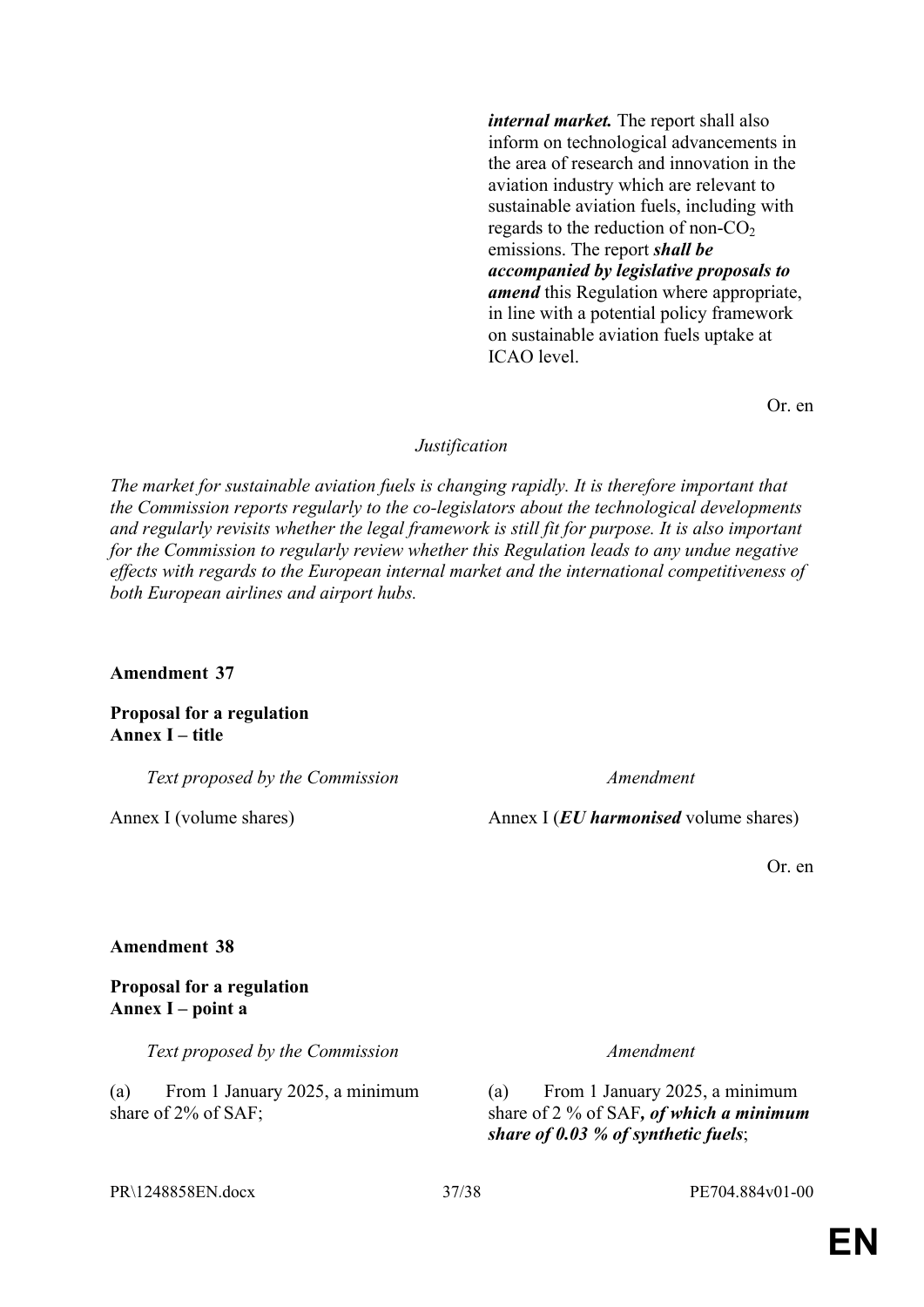| | |
|---|---|
| | ***internal market.*** The report shall also inform on technological advancements in the area of research and innovation in the aviation industry which are relevant to sustainable aviation fuels, including with regards to the reduction of non-$CO_2$ emissions. The report ***shall be accompanied by legislative proposals to amend*** this Regulation where appropriate, in line with a potential policy framework on sustainable aviation fuels uptake at ICAO level. |

Or. en

*Justification*

*The market for sustainable aviation fuels is changing rapidly. It is therefore important that the Commission reports regularly to the co-legislators about the technological developments and regularly revisits whether the legal framework is still fit for purpose. It is also important for the Commission to regularly review whether this Regulation leads to any undue negative effects with regards to the European internal market and the international competitiveness of both European airlines and airport hubs.*

**Amendment 37**

**Proposal for a regulation**
**Annex I – title**

| *Text proposed by the Commission* | *Amendment* |
|---|---|
| Annex I (volume shares) | Annex I (***EU harmonised*** volume shares) |

Or. en

**Amendment 38**

**Proposal for a regulation**
**Annex I – point a**

| *Text proposed by the Commission* | *Amendment* |
|---|---|
| (a) From 1 January 2025, a minimum share of 2% of SAF; | (a) From 1 January 2025, a minimum share of 2 % of SAF***, of which a minimum share of 0.03 % of synthetic fuels***; |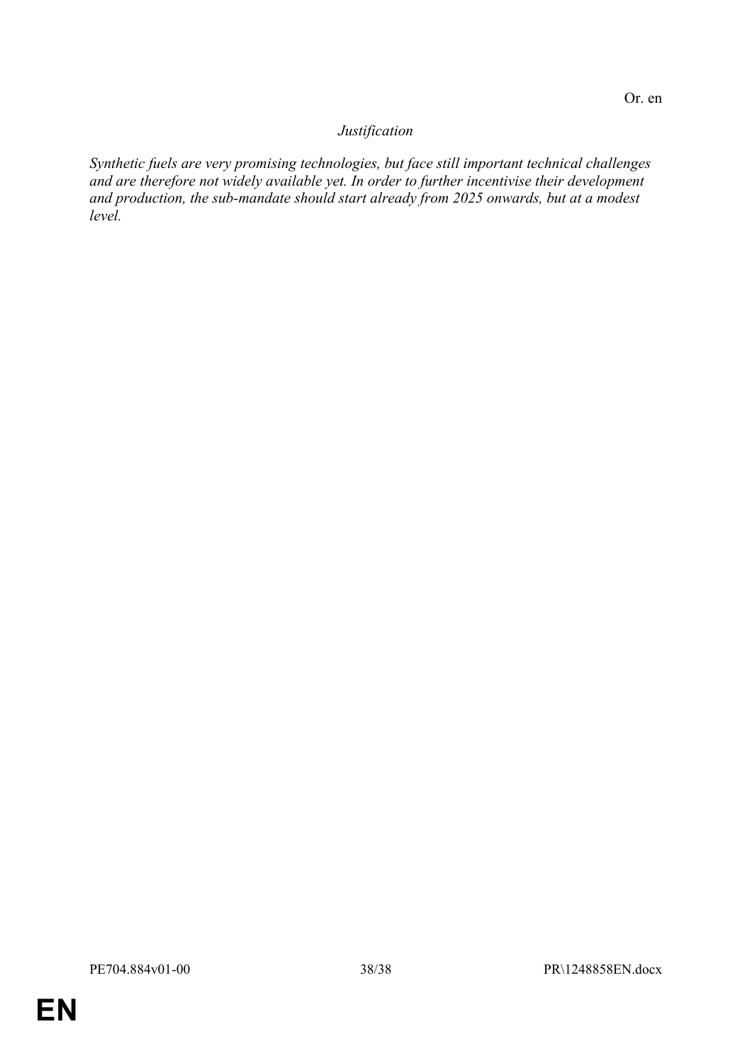Or. en

*Justification*

*Synthetic fuels are very promising technologies, but face still important technical challenges and are therefore not widely available yet. In order to further incentivise their development and production, the sub-mandate should start already from 2025 onwards, but at a modest level.*